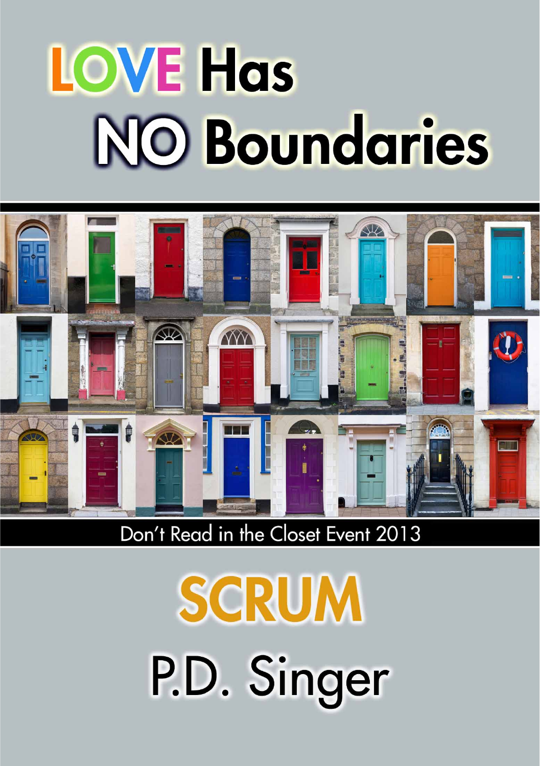# LOVE Has NO Boundaries

Don't Read in the Closet Event 2013

# SCRUM

P.D. Singer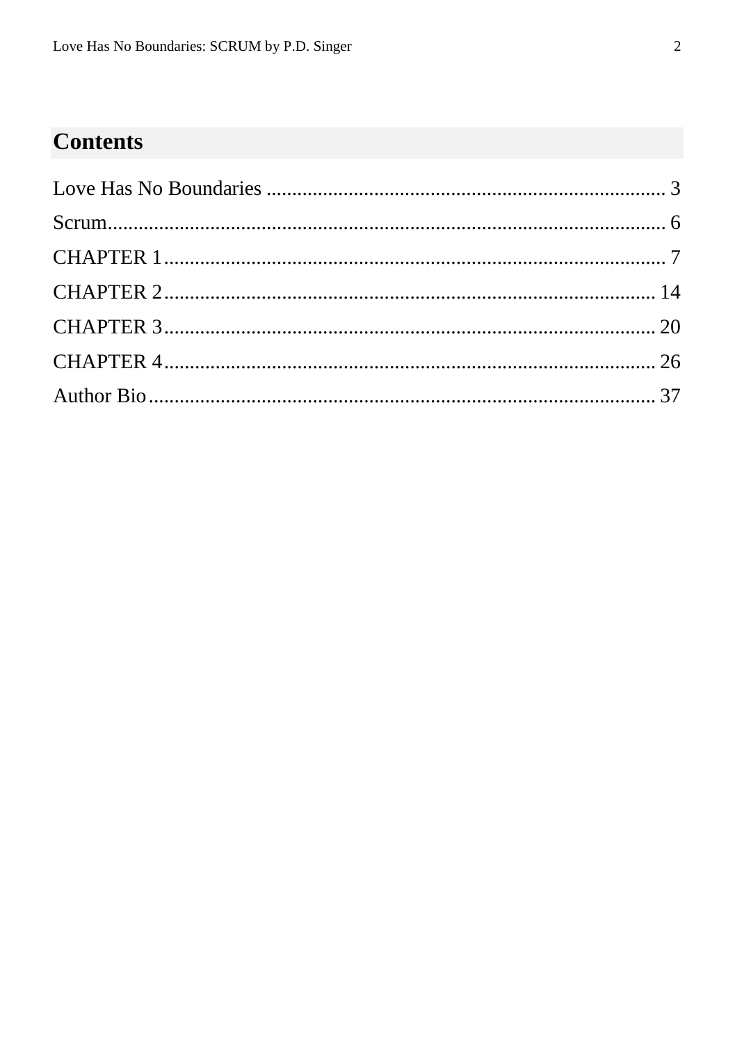# Contents

Love Has No Boundaries .............................................................................. 3

Scrum.......................................................................................................... 6

CHAPTER 1.................................................................................................. 7

CHAPTER 2................................................................................................ 14

CHAPTER 3................................................................................................ 20

CHAPTER 4................................................................................................ 26

Author Bio.................................................................................................. 37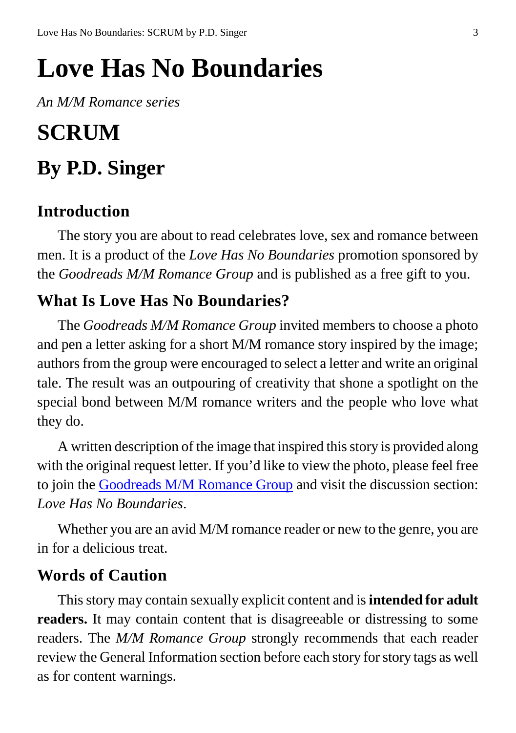# Love Has No Boundaries

*An M/M Romance series*

# SCRUM

# By P.D. Singer

## Introduction

The story you are about to read celebrates love, sex and romance between men. It is a product of the *Love Has No Boundaries* promotion sponsored by the *Goodreads M/M Romance Group* and is published as a free gift to you.

## What Is Love Has No Boundaries?

The *Goodreads M/M Romance Group* invited members to choose a photo and pen a letter asking for a short M/M romance story inspired by the image; authors from the group were encouraged to select a letter and write an original tale. The result was an outpouring of creativity that shone a spotlight on the special bond between M/M romance writers and the people who love what they do.

A written description of the image that inspired this story is provided along with the original request letter. If you'd like to view the photo, please feel free to join the Goodreads M/M Romance Group and visit the discussion section: *Love Has No Boundaries*.

Whether you are an avid M/M romance reader or new to the genre, you are in for a delicious treat.

## Words of Caution

This story may contain sexually explicit content and is **intended for adult readers.** It may contain content that is disagreeable or distressing to some readers. The *M/M Romance Group* strongly recommends that each reader review the General Information section before each story for story tags as well as for content warnings.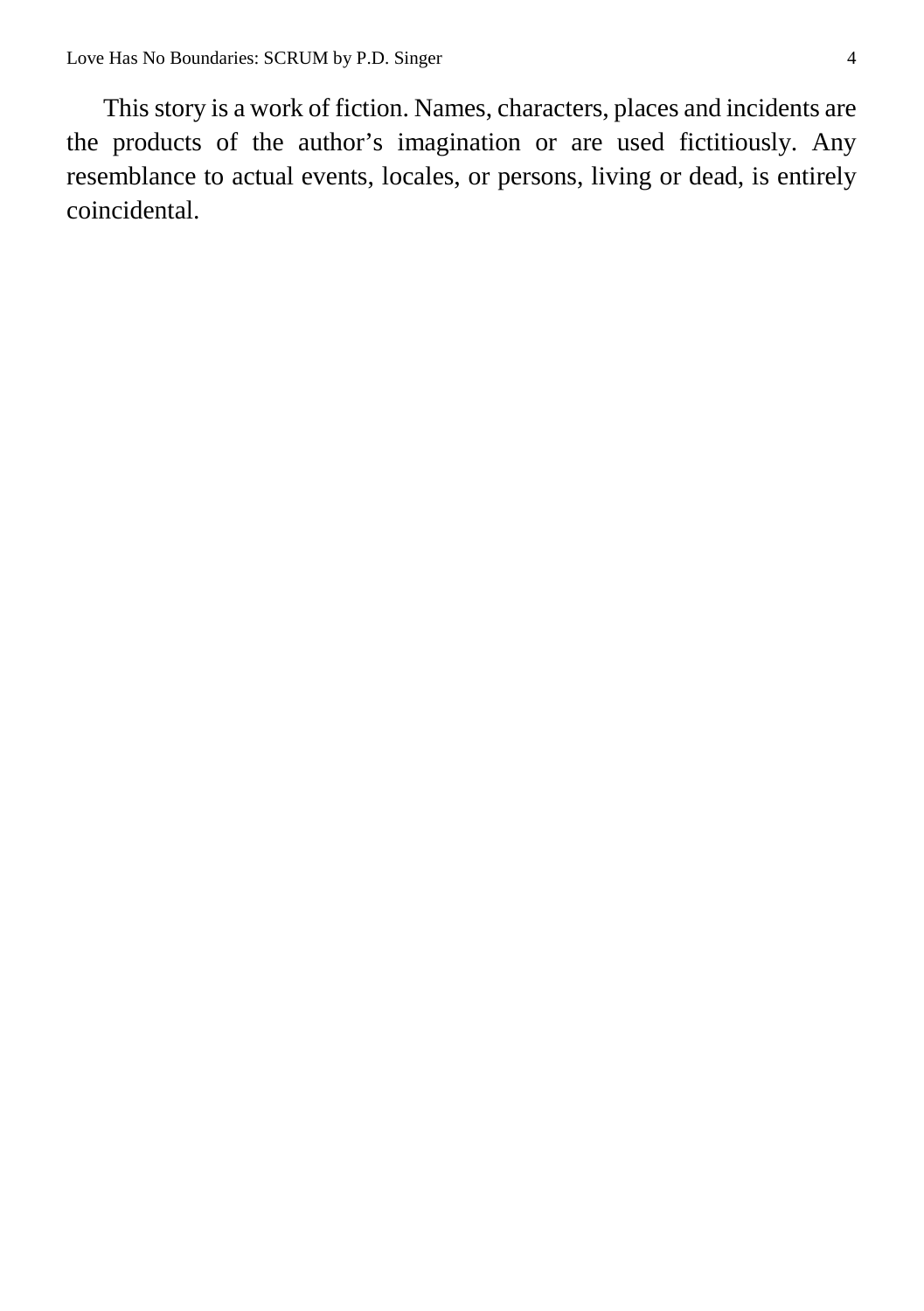This story is a work of fiction. Names, characters, places and incidents are the products of the author's imagination or are used fictitiously. Any resemblance to actual events, locales, or persons, living or dead, is entirely coincidental.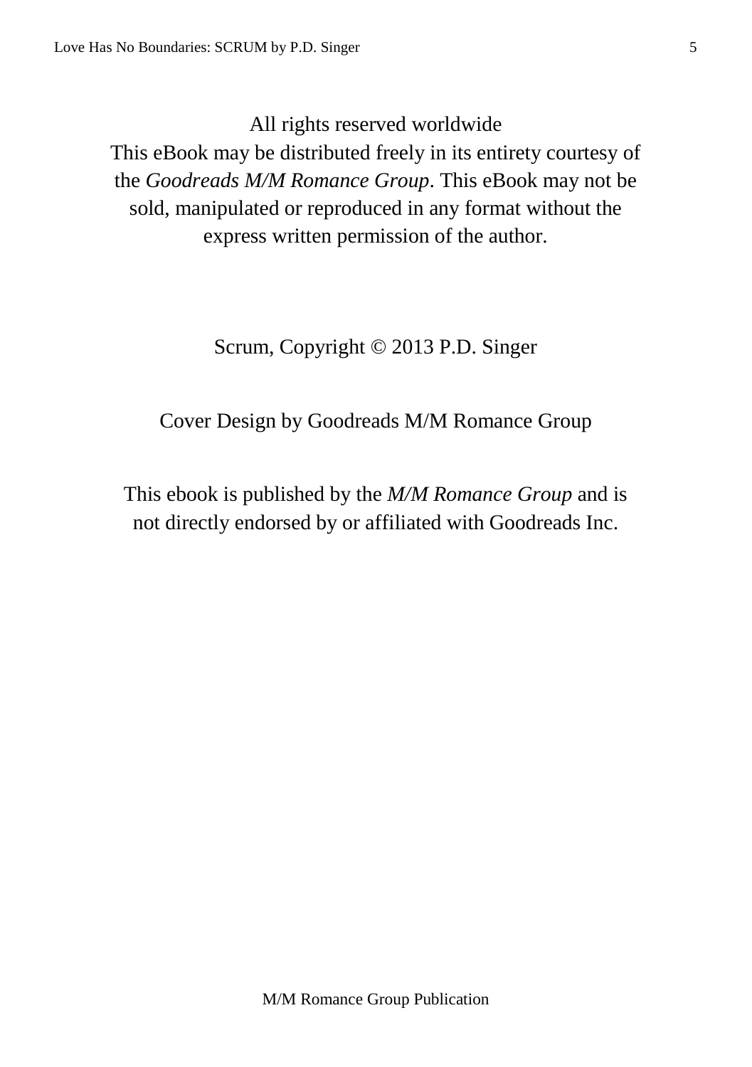All rights reserved worldwide
This eBook may be distributed freely in its entirety courtesy of the *Goodreads M/M Romance Group*. This eBook may not be sold, manipulated or reproduced in any format without the express written permission of the author.

Scrum, Copyright © 2013 P.D. Singer

Cover Design by Goodreads M/M Romance Group

This ebook is published by the *M/M Romance Group* and is not directly endorsed by or affiliated with Goodreads Inc.

M/M Romance Group Publication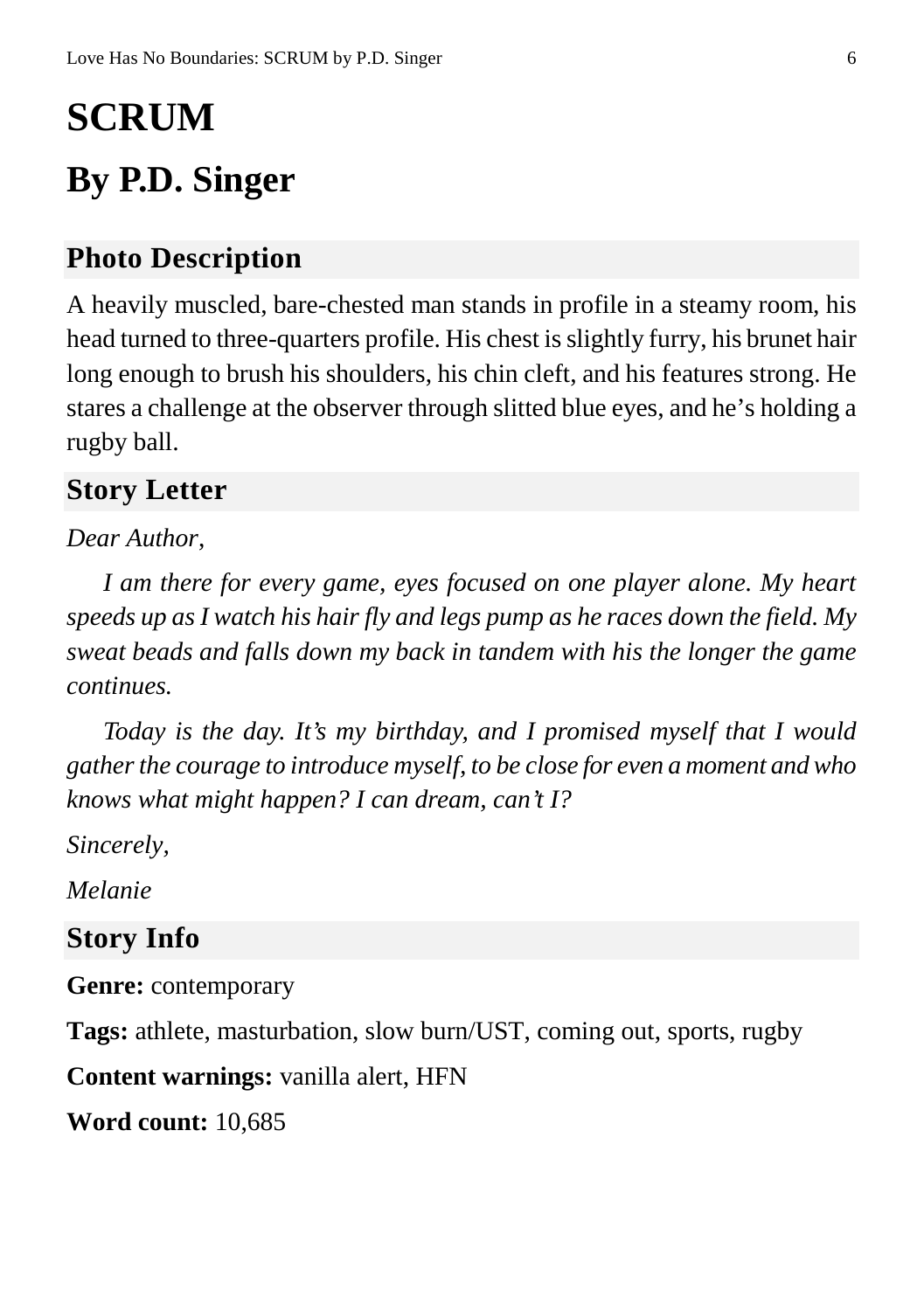# SCRUM

# By P.D. Singer

## Photo Description

A heavily muscled, bare-chested man stands in profile in a steamy room, his head turned to three-quarters profile. His chest is slightly furry, his brunet hair long enough to brush his shoulders, his chin cleft, and his features strong. He stares a challenge at the observer through slitted blue eyes, and he's holding a rugby ball.

## Story Letter

*Dear Author,*

*I am there for every game, eyes focused on one player alone. My heart speeds up as I watch his hair fly and legs pump as he races down the field. My sweat beads and falls down my back in tandem with his the longer the game continues.*

*Today is the day. It's my birthday, and I promised myself that I would gather the courage to introduce myself, to be close for even a moment and who knows what might happen? I can dream, can't I?*

*Sincerely,*

*Melanie*

## Story Info

**Genre:** contemporary

**Tags:** athlete, masturbation, slow burn/UST, coming out, sports, rugby

**Content warnings:** vanilla alert, HFN

**Word count:** 10,685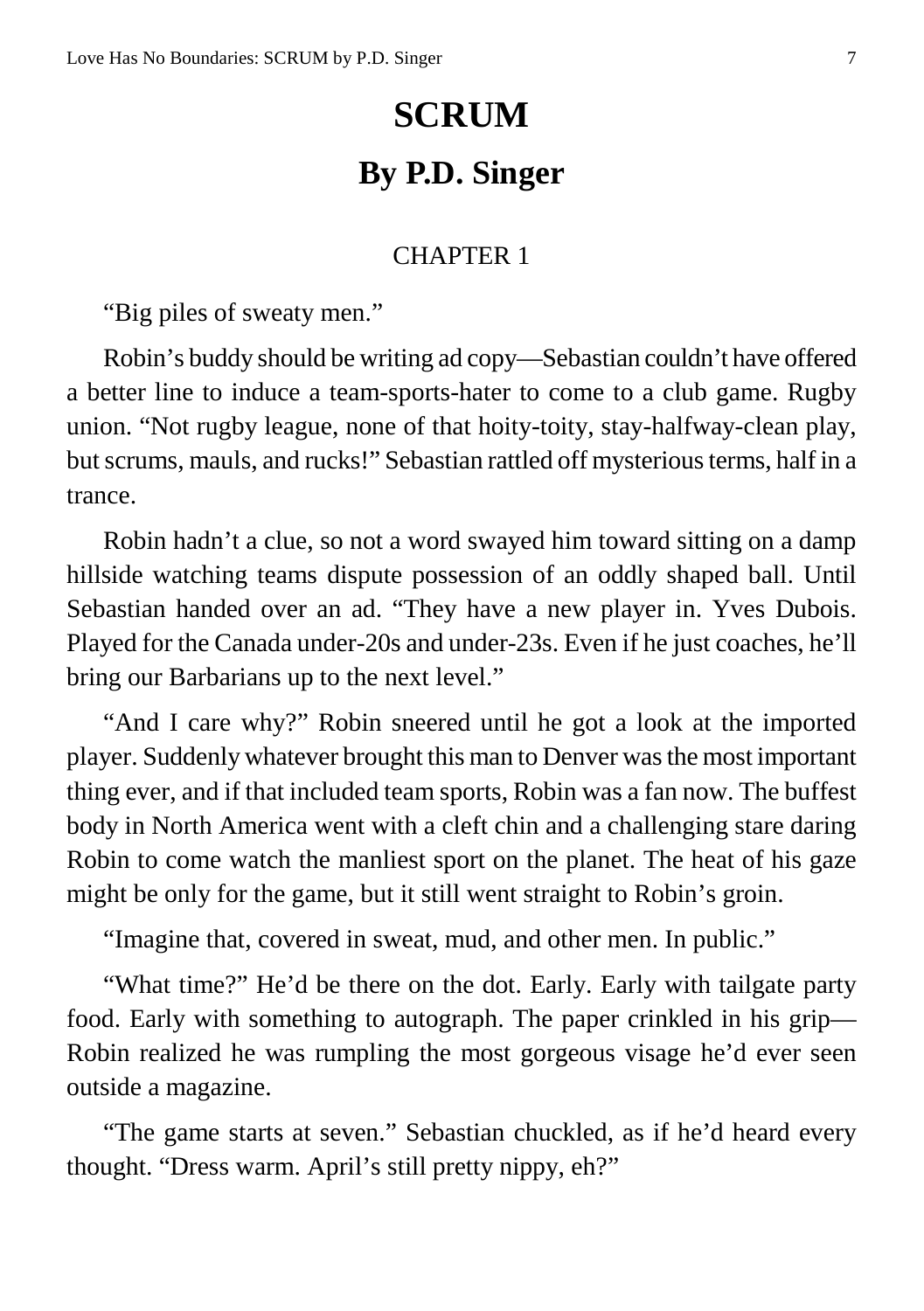# SCRUM

## By P.D. Singer

### CHAPTER 1

"Big piles of sweaty men."

Robin's buddy should be writing ad copy—Sebastian couldn't have offered a better line to induce a team-sports-hater to come to a club game. Rugby union. "Not rugby league, none of that hoity-toity, stay-halfway-clean play, but scrums, mauls, and rucks!" Sebastian rattled off mysterious terms, half in a trance.

Robin hadn't a clue, so not a word swayed him toward sitting on a damp hillside watching teams dispute possession of an oddly shaped ball. Until Sebastian handed over an ad. "They have a new player in. Yves Dubois. Played for the Canada under-20s and under-23s. Even if he just coaches, he'll bring our Barbarians up to the next level."

"And I care why?" Robin sneered until he got a look at the imported player. Suddenly whatever brought this man to Denver was the most important thing ever, and if that included team sports, Robin was a fan now. The buffest body in North America went with a cleft chin and a challenging stare daring Robin to come watch the manliest sport on the planet. The heat of his gaze might be only for the game, but it still went straight to Robin's groin.

"Imagine that, covered in sweat, mud, and other men. In public."

"What time?" He'd be there on the dot. Early. Early with tailgate party food. Early with something to autograph. The paper crinkled in his grip—Robin realized he was rumpling the most gorgeous visage he'd ever seen outside a magazine.

"The game starts at seven." Sebastian chuckled, as if he'd heard every thought. "Dress warm. April's still pretty nippy, eh?"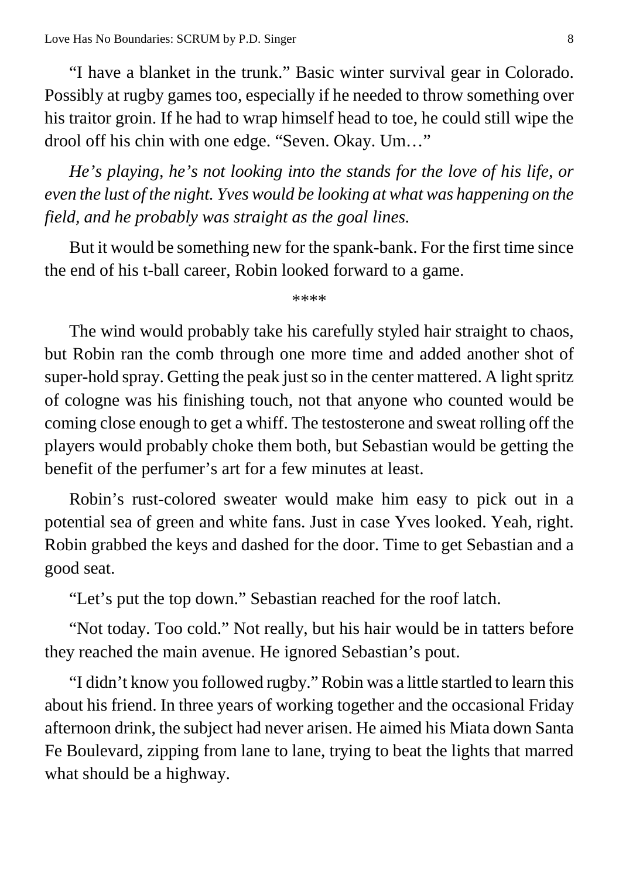“I have a blanket in the trunk.” Basic winter survival gear in Colorado. Possibly at rugby games too, especially if he needed to throw something over his traitor groin. If he had to wrap himself head to toe, he could still wipe the drool off his chin with one edge. “Seven. Okay. Um…”

*He’s playing, he’s not looking into the stands for the love of his life, or even the lust of the night. Yves would be looking at what was happening on the field, and he probably was straight as the goal lines.*

But it would be something new for the spank-bank. For the first time since the end of his t-ball career, Robin looked forward to a game.

****

The wind would probably take his carefully styled hair straight to chaos, but Robin ran the comb through one more time and added another shot of super-hold spray. Getting the peak just so in the center mattered. A light spritz of cologne was his finishing touch, not that anyone who counted would be coming close enough to get a whiff. The testosterone and sweat rolling off the players would probably choke them both, but Sebastian would be getting the benefit of the perfumer’s art for a few minutes at least.

Robin’s rust-colored sweater would make him easy to pick out in a potential sea of green and white fans. Just in case Yves looked. Yeah, right. Robin grabbed the keys and dashed for the door. Time to get Sebastian and a good seat.

“Let’s put the top down.” Sebastian reached for the roof latch.

“Not today. Too cold.” Not really, but his hair would be in tatters before they reached the main avenue. He ignored Sebastian’s pout.

“I didn’t know you followed rugby.” Robin was a little startled to learn this about his friend. In three years of working together and the occasional Friday afternoon drink, the subject had never arisen. He aimed his Miata down Santa Fe Boulevard, zipping from lane to lane, trying to beat the lights that marred what should be a highway.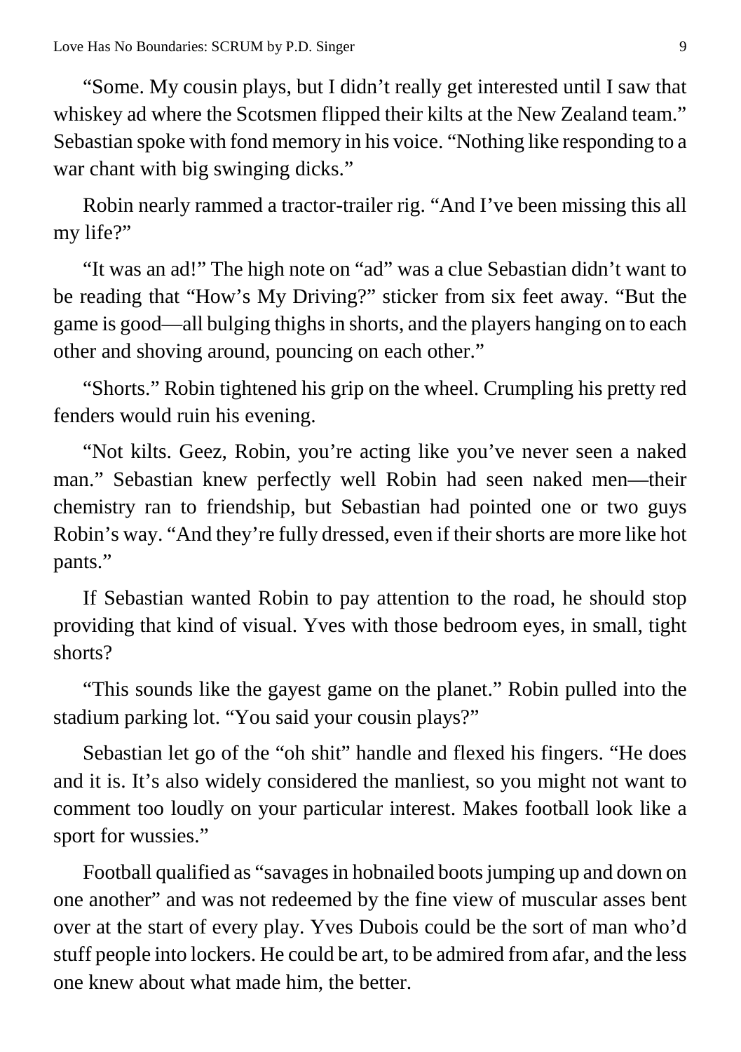"Some. My cousin plays, but I didn't really get interested until I saw that whiskey ad where the Scotsmen flipped their kilts at the New Zealand team." Sebastian spoke with fond memory in his voice. "Nothing like responding to a war chant with big swinging dicks."

Robin nearly rammed a tractor-trailer rig. "And I've been missing this all my life?"

"It was an ad!" The high note on "ad" was a clue Sebastian didn't want to be reading that "How's My Driving?" sticker from six feet away. "But the game is good—all bulging thighs in shorts, and the players hanging on to each other and shoving around, pouncing on each other."

"Shorts." Robin tightened his grip on the wheel. Crumpling his pretty red fenders would ruin his evening.

"Not kilts. Geez, Robin, you're acting like you've never seen a naked man." Sebastian knew perfectly well Robin had seen naked men—their chemistry ran to friendship, but Sebastian had pointed one or two guys Robin's way. "And they're fully dressed, even if their shorts are more like hot pants."

If Sebastian wanted Robin to pay attention to the road, he should stop providing that kind of visual. Yves with those bedroom eyes, in small, tight shorts?

"This sounds like the gayest game on the planet." Robin pulled into the stadium parking lot. "You said your cousin plays?"

Sebastian let go of the "oh shit" handle and flexed his fingers. "He does and it is. It's also widely considered the manliest, so you might not want to comment too loudly on your particular interest. Makes football look like a sport for wussies."

Football qualified as "savages in hobnailed boots jumping up and down on one another" and was not redeemed by the fine view of muscular asses bent over at the start of every play. Yves Dubois could be the sort of man who'd stuff people into lockers. He could be art, to be admired from afar, and the less one knew about what made him, the better.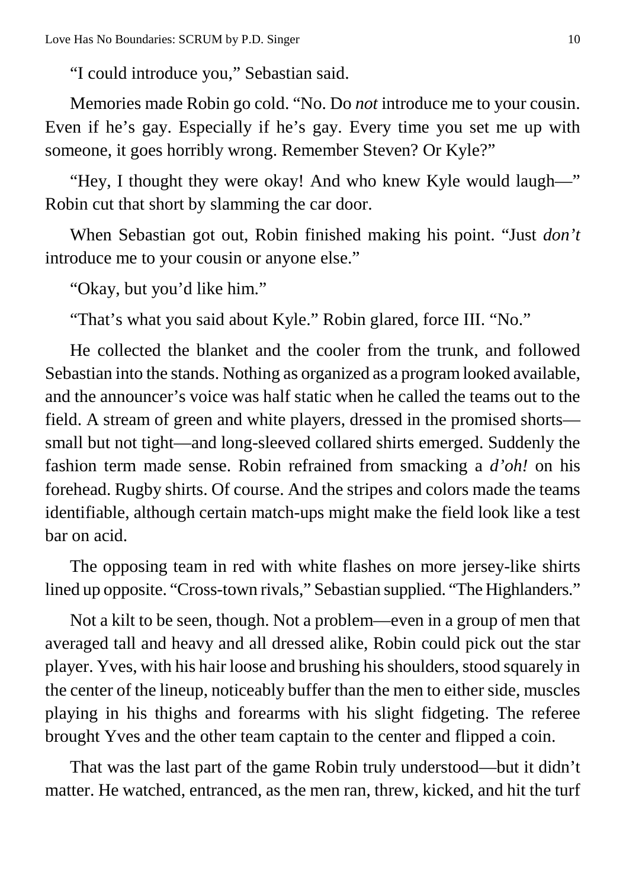"I could introduce you," Sebastian said.

Memories made Robin go cold. "No. Do *not* introduce me to your cousin. Even if he's gay. Especially if he's gay. Every time you set me up with someone, it goes horribly wrong. Remember Steven? Or Kyle?"

"Hey, I thought they were okay! And who knew Kyle would laugh—" Robin cut that short by slamming the car door.

When Sebastian got out, Robin finished making his point. "Just *don't* introduce me to your cousin or anyone else."

"Okay, but you'd like him."

"That's what you said about Kyle." Robin glared, force III. "No."

He collected the blanket and the cooler from the trunk, and followed Sebastian into the stands. Nothing as organized as a program looked available, and the announcer's voice was half static when he called the teams out to the field. A stream of green and white players, dressed in the promised shorts—small but not tight—and long-sleeved collared shirts emerged. Suddenly the fashion term made sense. Robin refrained from smacking a *d'oh!* on his forehead. Rugby shirts. Of course. And the stripes and colors made the teams identifiable, although certain match-ups might make the field look like a test bar on acid.

The opposing team in red with white flashes on more jersey-like shirts lined up opposite. "Cross-town rivals," Sebastian supplied. "The Highlanders."

Not a kilt to be seen, though. Not a problem—even in a group of men that averaged tall and heavy and all dressed alike, Robin could pick out the star player. Yves, with his hair loose and brushing his shoulders, stood squarely in the center of the lineup, noticeably buffer than the men to either side, muscles playing in his thighs and forearms with his slight fidgeting. The referee brought Yves and the other team captain to the center and flipped a coin.

That was the last part of the game Robin truly understood—but it didn't matter. He watched, entranced, as the men ran, threw, kicked, and hit the turf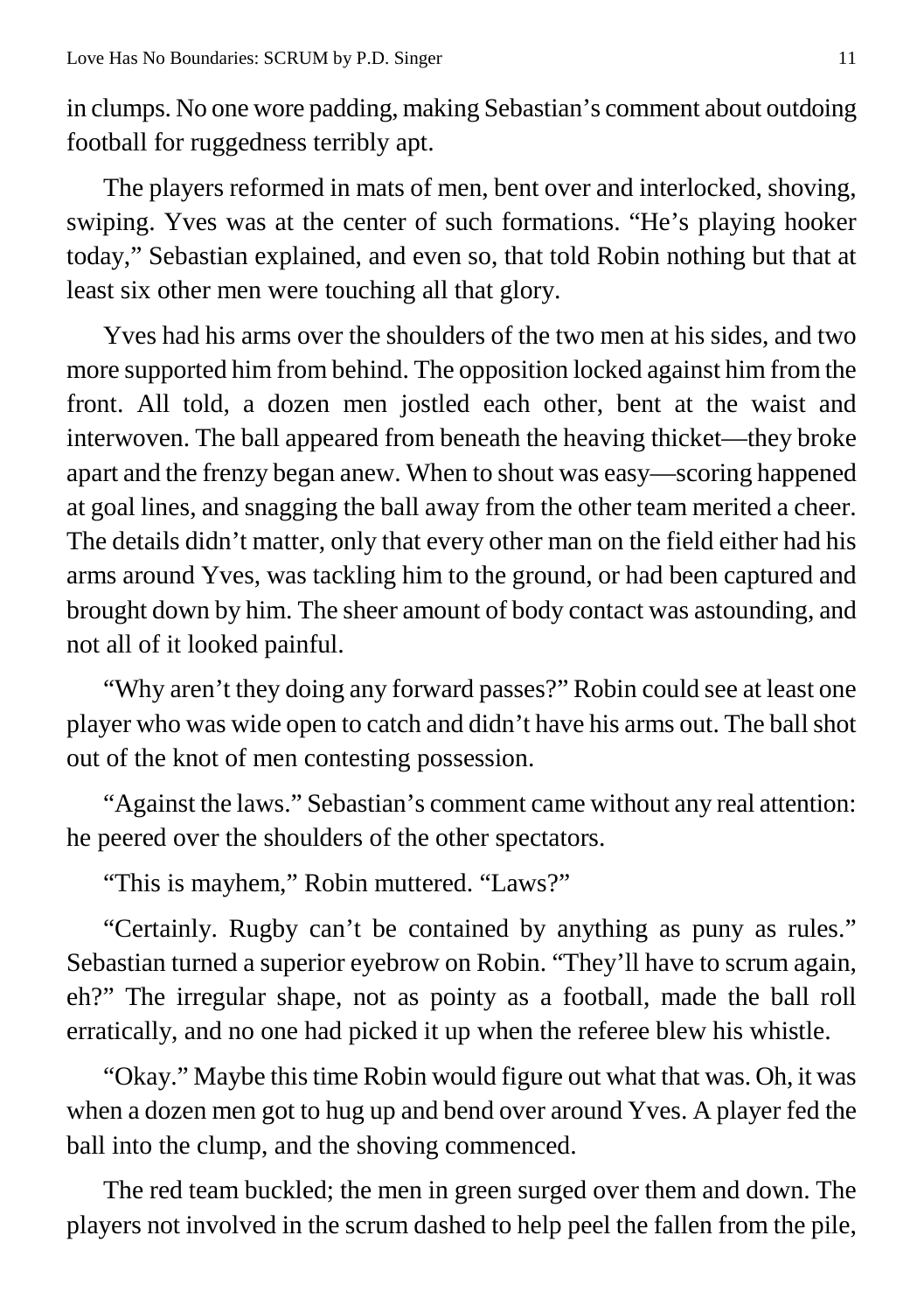in clumps. No one wore padding, making Sebastian's comment about outdoing football for ruggedness terribly apt.

The players reformed in mats of men, bent over and interlocked, shoving, swiping. Yves was at the center of such formations. "He's playing hooker today," Sebastian explained, and even so, that told Robin nothing but that at least six other men were touching all that glory.

Yves had his arms over the shoulders of the two men at his sides, and two more supported him from behind. The opposition locked against him from the front. All told, a dozen men jostled each other, bent at the waist and interwoven. The ball appeared from beneath the heaving thicket—they broke apart and the frenzy began anew. When to shout was easy—scoring happened at goal lines, and snagging the ball away from the other team merited a cheer. The details didn't matter, only that every other man on the field either had his arms around Yves, was tackling him to the ground, or had been captured and brought down by him. The sheer amount of body contact was astounding, and not all of it looked painful.

"Why aren't they doing any forward passes?" Robin could see at least one player who was wide open to catch and didn't have his arms out. The ball shot out of the knot of men contesting possession.

"Against the laws." Sebastian's comment came without any real attention: he peered over the shoulders of the other spectators.

"This is mayhem," Robin muttered. "Laws?"

"Certainly. Rugby can't be contained by anything as puny as rules." Sebastian turned a superior eyebrow on Robin. "They'll have to scrum again, eh?" The irregular shape, not as pointy as a football, made the ball roll erratically, and no one had picked it up when the referee blew his whistle.

"Okay." Maybe this time Robin would figure out what that was. Oh, it was when a dozen men got to hug up and bend over around Yves. A player fed the ball into the clump, and the shoving commenced.

The red team buckled; the men in green surged over them and down. The players not involved in the scrum dashed to help peel the fallen from the pile,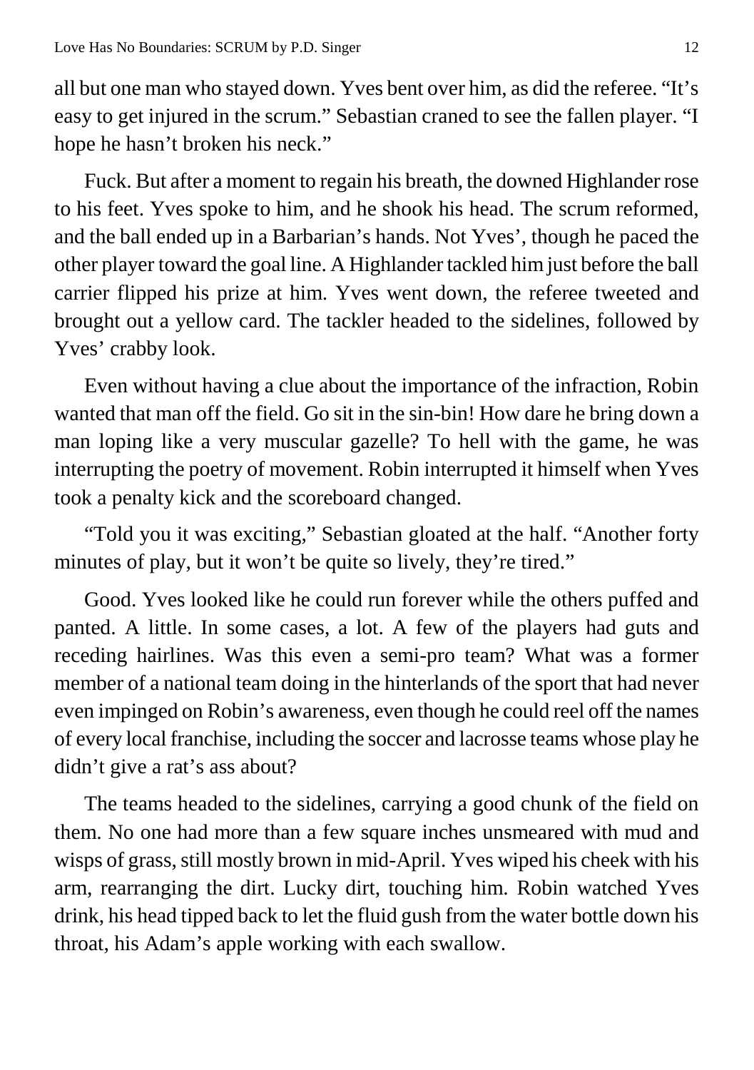all but one man who stayed down. Yves bent over him, as did the referee. "It's easy to get injured in the scrum." Sebastian craned to see the fallen player. "I hope he hasn't broken his neck."

Fuck. But after a moment to regain his breath, the downed Highlander rose to his feet. Yves spoke to him, and he shook his head. The scrum reformed, and the ball ended up in a Barbarian's hands. Not Yves', though he paced the other player toward the goal line. A Highlander tackled him just before the ball carrier flipped his prize at him. Yves went down, the referee tweeted and brought out a yellow card. The tackler headed to the sidelines, followed by Yves' crabby look.

Even without having a clue about the importance of the infraction, Robin wanted that man off the field. Go sit in the sin-bin! How dare he bring down a man loping like a very muscular gazelle? To hell with the game, he was interrupting the poetry of movement. Robin interrupted it himself when Yves took a penalty kick and the scoreboard changed.

"Told you it was exciting," Sebastian gloated at the half. "Another forty minutes of play, but it won't be quite so lively, they're tired."

Good. Yves looked like he could run forever while the others puffed and panted. A little. In some cases, a lot. A few of the players had guts and receding hairlines. Was this even a semi-pro team? What was a former member of a national team doing in the hinterlands of the sport that had never even impinged on Robin's awareness, even though he could reel off the names of every local franchise, including the soccer and lacrosse teams whose play he didn't give a rat's ass about?

The teams headed to the sidelines, carrying a good chunk of the field on them. No one had more than a few square inches unsmeared with mud and wisps of grass, still mostly brown in mid-April. Yves wiped his cheek with his arm, rearranging the dirt. Lucky dirt, touching him. Robin watched Yves drink, his head tipped back to let the fluid gush from the water bottle down his throat, his Adam's apple working with each swallow.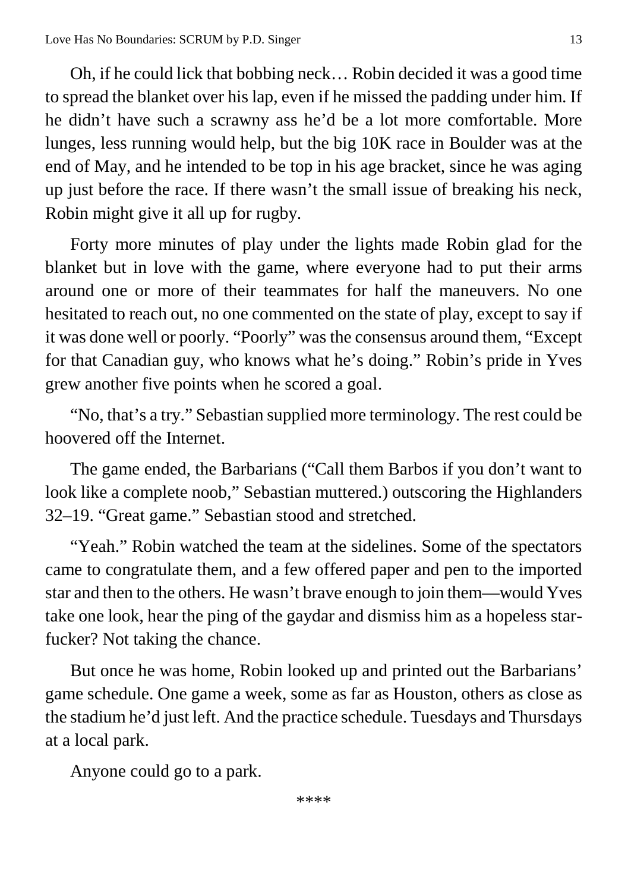Oh, if he could lick that bobbing neck… Robin decided it was a good time to spread the blanket over his lap, even if he missed the padding under him. If he didn't have such a scrawny ass he'd be a lot more comfortable. More lunges, less running would help, but the big 10K race in Boulder was at the end of May, and he intended to be top in his age bracket, since he was aging up just before the race. If there wasn't the small issue of breaking his neck, Robin might give it all up for rugby.

Forty more minutes of play under the lights made Robin glad for the blanket but in love with the game, where everyone had to put their arms around one or more of their teammates for half the maneuvers. No one hesitated to reach out, no one commented on the state of play, except to say if it was done well or poorly. "Poorly" was the consensus around them, "Except for that Canadian guy, who knows what he's doing." Robin's pride in Yves grew another five points when he scored a goal.

"No, that's a try." Sebastian supplied more terminology. The rest could be hoovered off the Internet.

The game ended, the Barbarians ("Call them Barbos if you don't want to look like a complete noob," Sebastian muttered.) outscoring the Highlanders 32–19. "Great game." Sebastian stood and stretched.

"Yeah." Robin watched the team at the sidelines. Some of the spectators came to congratulate them, and a few offered paper and pen to the imported star and then to the others. He wasn't brave enough to join them—would Yves take one look, hear the ping of the gaydar and dismiss him as a hopeless star-fucker? Not taking the chance.

But once he was home, Robin looked up and printed out the Barbarians' game schedule. One game a week, some as far as Houston, others as close as the stadium he'd just left. And the practice schedule. Tuesdays and Thursdays at a local park.

Anyone could go to a park.

****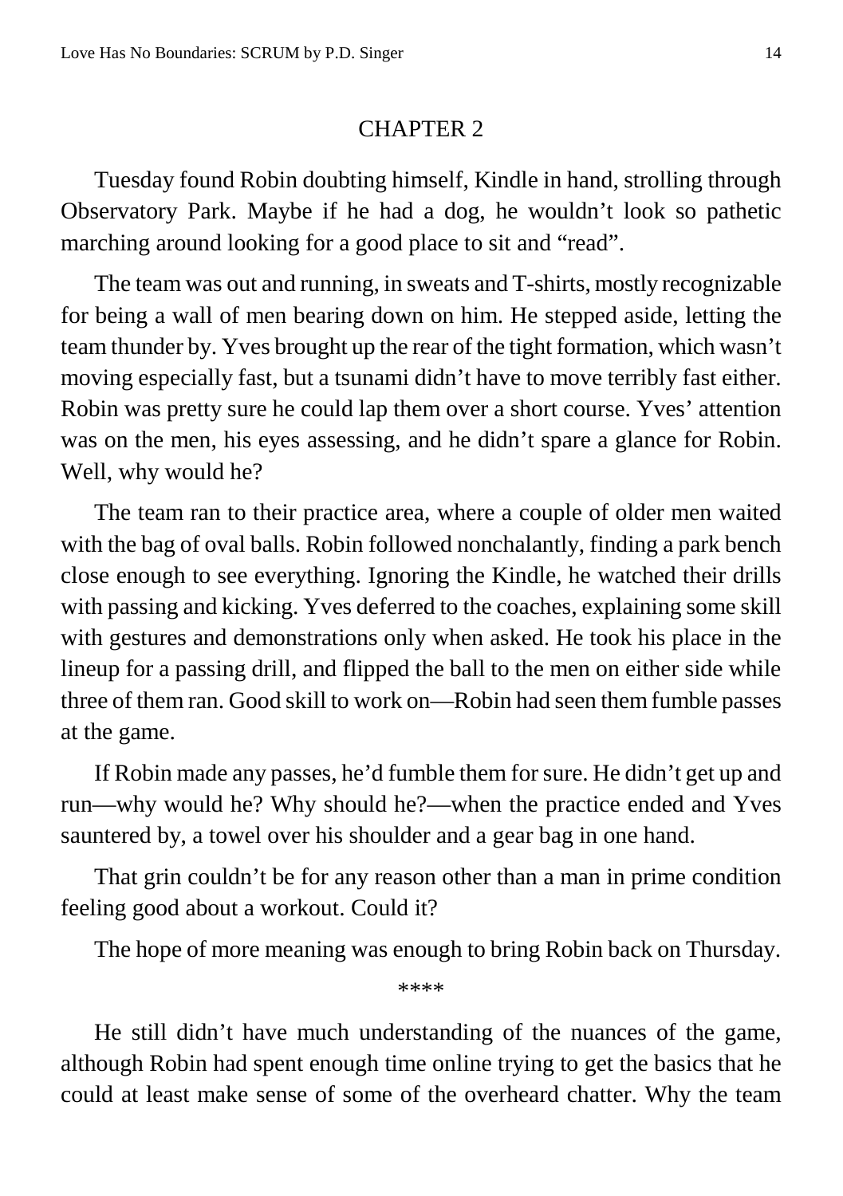## CHAPTER 2

Tuesday found Robin doubting himself, Kindle in hand, strolling through Observatory Park. Maybe if he had a dog, he wouldn't look so pathetic marching around looking for a good place to sit and "read".

The team was out and running, in sweats and T-shirts, mostly recognizable for being a wall of men bearing down on him. He stepped aside, letting the team thunder by. Yves brought up the rear of the tight formation, which wasn't moving especially fast, but a tsunami didn't have to move terribly fast either. Robin was pretty sure he could lap them over a short course. Yves' attention was on the men, his eyes assessing, and he didn't spare a glance for Robin. Well, why would he?

The team ran to their practice area, where a couple of older men waited with the bag of oval balls. Robin followed nonchalantly, finding a park bench close enough to see everything. Ignoring the Kindle, he watched their drills with passing and kicking. Yves deferred to the coaches, explaining some skill with gestures and demonstrations only when asked. He took his place in the lineup for a passing drill, and flipped the ball to the men on either side while three of them ran. Good skill to work on—Robin had seen them fumble passes at the game.

If Robin made any passes, he'd fumble them for sure. He didn't get up and run—why would he? Why should he?—when the practice ended and Yves sauntered by, a towel over his shoulder and a gear bag in one hand.

That grin couldn't be for any reason other than a man in prime condition feeling good about a workout. Could it?

The hope of more meaning was enough to bring Robin back on Thursday.

****

He still didn't have much understanding of the nuances of the game, although Robin had spent enough time online trying to get the basics that he could at least make sense of some of the overheard chatter. Why the team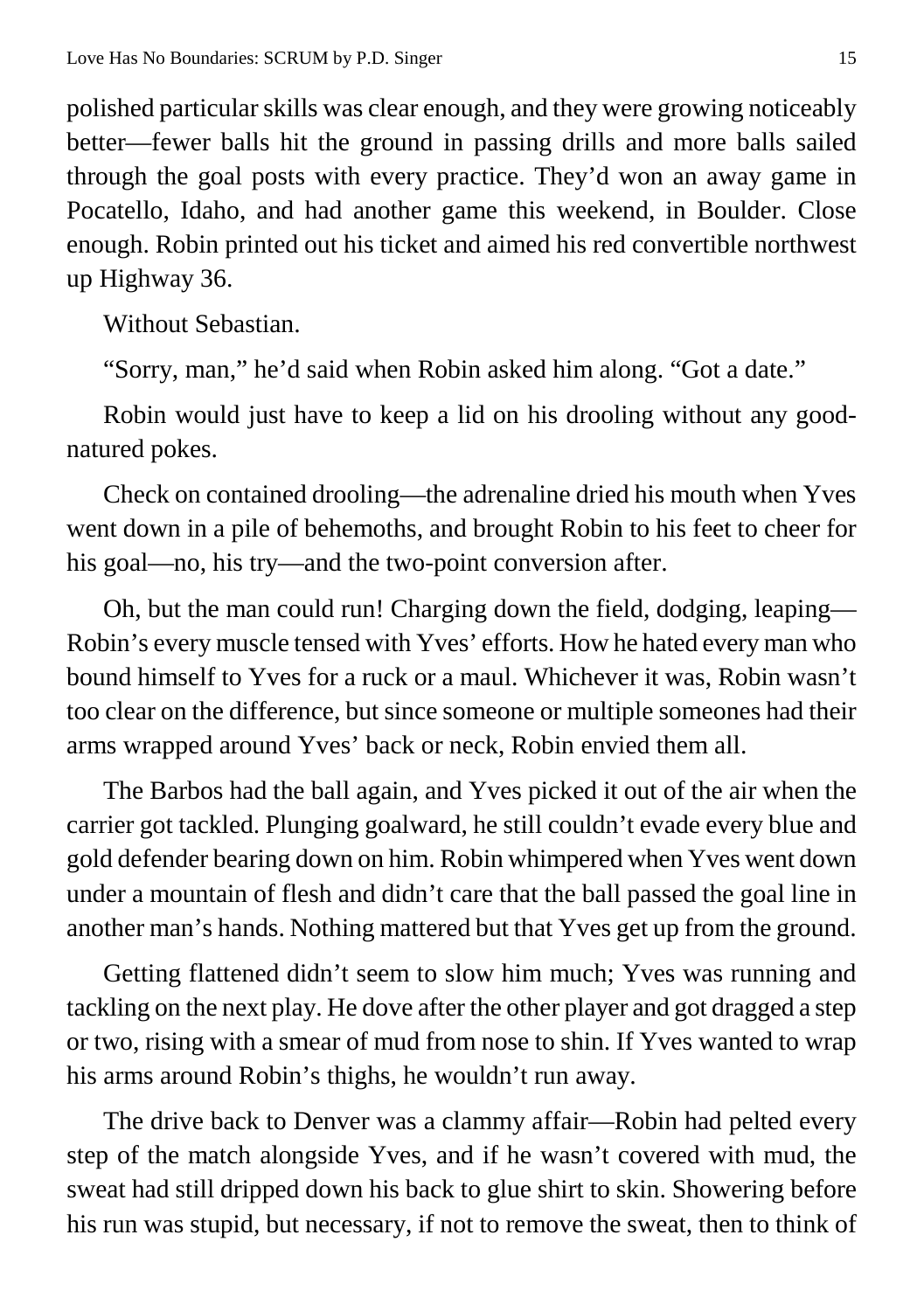polished particular skills was clear enough, and they were growing noticeably better—fewer balls hit the ground in passing drills and more balls sailed through the goal posts with every practice. They'd won an away game in Pocatello, Idaho, and had another game this weekend, in Boulder. Close enough. Robin printed out his ticket and aimed his red convertible northwest up Highway 36.

Without Sebastian.

"Sorry, man," he'd said when Robin asked him along. "Got a date."

Robin would just have to keep a lid on his drooling without any good-natured pokes.

Check on contained drooling—the adrenaline dried his mouth when Yves went down in a pile of behemoths, and brought Robin to his feet to cheer for his goal—no, his try—and the two-point conversion after.

Oh, but the man could run! Charging down the field, dodging, leaping—Robin's every muscle tensed with Yves' efforts. How he hated every man who bound himself to Yves for a ruck or a maul. Whichever it was, Robin wasn't too clear on the difference, but since someone or multiple someones had their arms wrapped around Yves' back or neck, Robin envied them all.

The Barbos had the ball again, and Yves picked it out of the air when the carrier got tackled. Plunging goalward, he still couldn't evade every blue and gold defender bearing down on him. Robin whimpered when Yves went down under a mountain of flesh and didn't care that the ball passed the goal line in another man's hands. Nothing mattered but that Yves get up from the ground.

Getting flattened didn't seem to slow him much; Yves was running and tackling on the next play. He dove after the other player and got dragged a step or two, rising with a smear of mud from nose to shin. If Yves wanted to wrap his arms around Robin's thighs, he wouldn't run away.

The drive back to Denver was a clammy affair—Robin had pelted every step of the match alongside Yves, and if he wasn't covered with mud, the sweat had still dripped down his back to glue shirt to skin. Showering before his run was stupid, but necessary, if not to remove the sweat, then to think of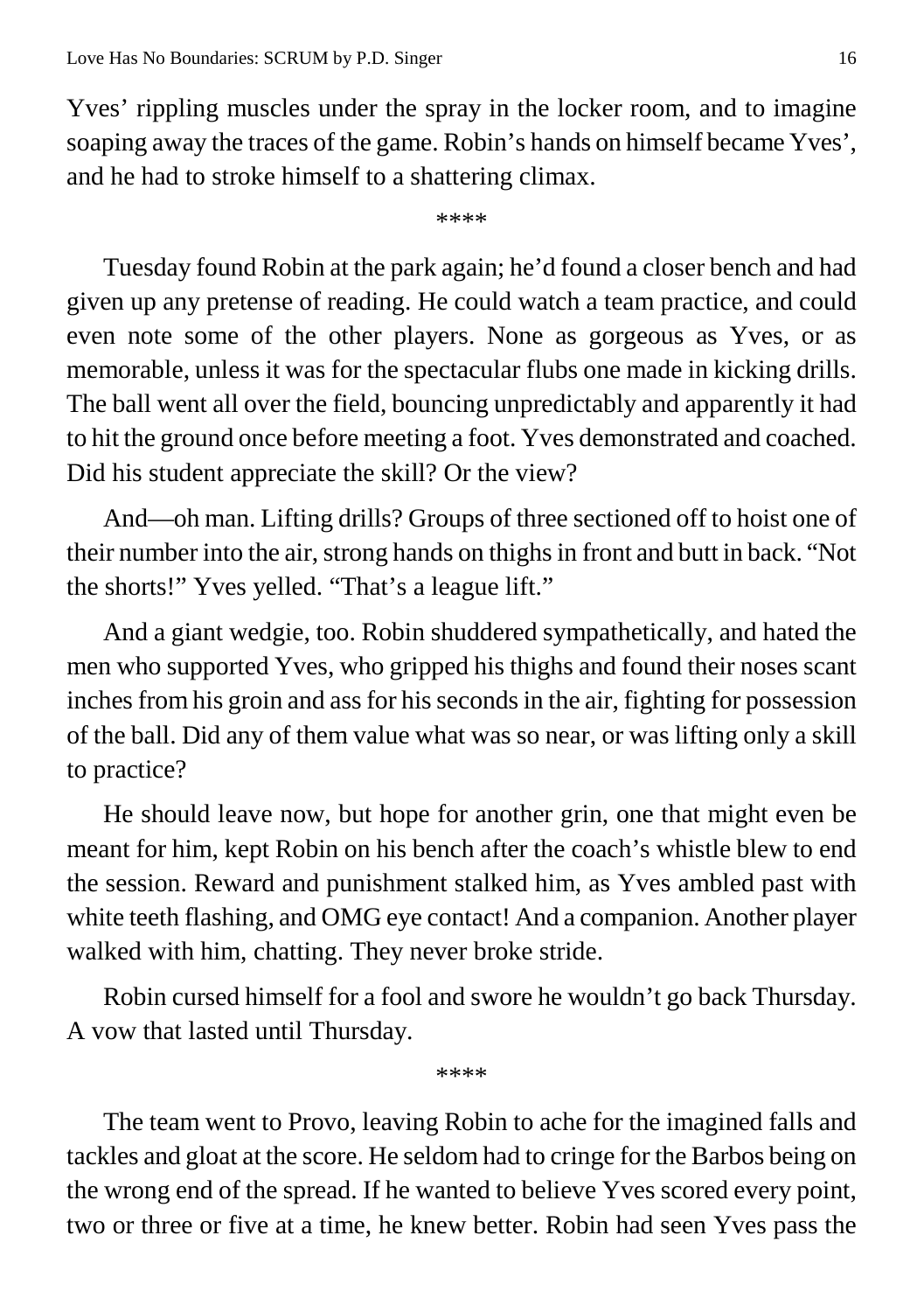Yves' rippling muscles under the spray in the locker room, and to imagine soaping away the traces of the game. Robin's hands on himself became Yves', and he had to stroke himself to a shattering climax.

****

Tuesday found Robin at the park again; he'd found a closer bench and had given up any pretense of reading. He could watch a team practice, and could even note some of the other players. None as gorgeous as Yves, or as memorable, unless it was for the spectacular flubs one made in kicking drills. The ball went all over the field, bouncing unpredictably and apparently it had to hit the ground once before meeting a foot. Yves demonstrated and coached. Did his student appreciate the skill? Or the view?

And—oh man. Lifting drills? Groups of three sectioned off to hoist one of their number into the air, strong hands on thighs in front and butt in back. "Not the shorts!" Yves yelled. "That's a league lift."

And a giant wedgie, too. Robin shuddered sympathetically, and hated the men who supported Yves, who gripped his thighs and found their noses scant inches from his groin and ass for his seconds in the air, fighting for possession of the ball. Did any of them value what was so near, or was lifting only a skill to practice?

He should leave now, but hope for another grin, one that might even be meant for him, kept Robin on his bench after the coach's whistle blew to end the session. Reward and punishment stalked him, as Yves ambled past with white teeth flashing, and OMG eye contact! And a companion. Another player walked with him, chatting. They never broke stride.

Robin cursed himself for a fool and swore he wouldn't go back Thursday. A vow that lasted until Thursday.

****

The team went to Provo, leaving Robin to ache for the imagined falls and tackles and gloat at the score. He seldom had to cringe for the Barbos being on the wrong end of the spread. If he wanted to believe Yves scored every point, two or three or five at a time, he knew better. Robin had seen Yves pass the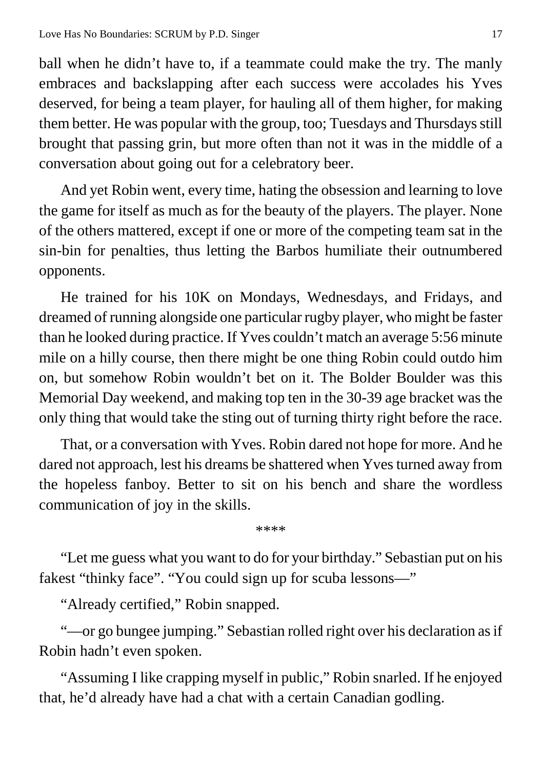ball when he didn't have to, if a teammate could make the try. The manly embraces and backslapping after each success were accolades his Yves deserved, for being a team player, for hauling all of them higher, for making them better. He was popular with the group, too; Tuesdays and Thursdays still brought that passing grin, but more often than not it was in the middle of a conversation about going out for a celebratory beer.

And yet Robin went, every time, hating the obsession and learning to love the game for itself as much as for the beauty of the players. The player. None of the others mattered, except if one or more of the competing team sat in the sin-bin for penalties, thus letting the Barbos humiliate their outnumbered opponents.

He trained for his 10K on Mondays, Wednesdays, and Fridays, and dreamed of running alongside one particular rugby player, who might be faster than he looked during practice. If Yves couldn't match an average 5:56 minute mile on a hilly course, then there might be one thing Robin could outdo him on, but somehow Robin wouldn't bet on it. The Bolder Boulder was this Memorial Day weekend, and making top ten in the 30-39 age bracket was the only thing that would take the sting out of turning thirty right before the race.

That, or a conversation with Yves. Robin dared not hope for more. And he dared not approach, lest his dreams be shattered when Yves turned away from the hopeless fanboy. Better to sit on his bench and share the wordless communication of joy in the skills.

\*\*\*\*

"Let me guess what you want to do for your birthday." Sebastian put on his fakest "thinky face". "You could sign up for scuba lessons—"

"Already certified," Robin snapped.

"—or go bungee jumping." Sebastian rolled right over his declaration as if Robin hadn't even spoken.

"Assuming I like crapping myself in public," Robin snarled. If he enjoyed that, he'd already have had a chat with a certain Canadian godling.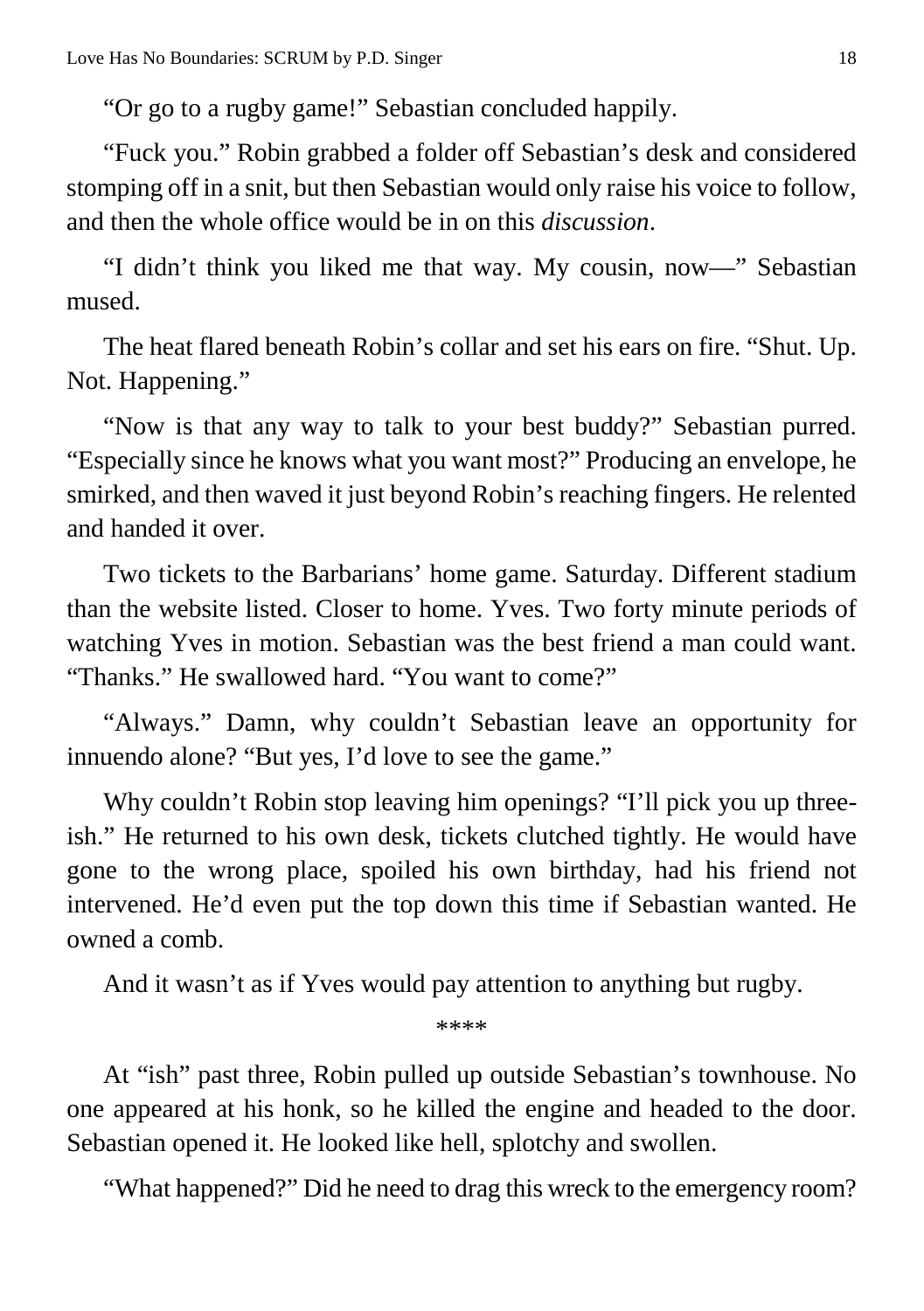"Or go to a rugby game!" Sebastian concluded happily.

"Fuck you." Robin grabbed a folder off Sebastian's desk and considered stomping off in a snit, but then Sebastian would only raise his voice to follow, and then the whole office would be in on this *discussion*.

"I didn't think you liked me that way. My cousin, now—" Sebastian mused.

The heat flared beneath Robin's collar and set his ears on fire. "Shut. Up. Not. Happening."

"Now is that any way to talk to your best buddy?" Sebastian purred. "Especially since he knows what you want most?" Producing an envelope, he smirked, and then waved it just beyond Robin's reaching fingers. He relented and handed it over.

Two tickets to the Barbarians' home game. Saturday. Different stadium than the website listed. Closer to home. Yves. Two forty minute periods of watching Yves in motion. Sebastian was the best friend a man could want. "Thanks." He swallowed hard. "You want to come?"

"Always." Damn, why couldn't Sebastian leave an opportunity for innuendo alone? "But yes, I'd love to see the game."

Why couldn't Robin stop leaving him openings? "I'll pick you up three-ish." He returned to his own desk, tickets clutched tightly. He would have gone to the wrong place, spoiled his own birthday, had his friend not intervened. He'd even put the top down this time if Sebastian wanted. He owned a comb.

And it wasn't as if Yves would pay attention to anything but rugby.

****

At "ish" past three, Robin pulled up outside Sebastian's townhouse. No one appeared at his honk, so he killed the engine and headed to the door. Sebastian opened it. He looked like hell, splotchy and swollen.

"What happened?" Did he need to drag this wreck to the emergency room?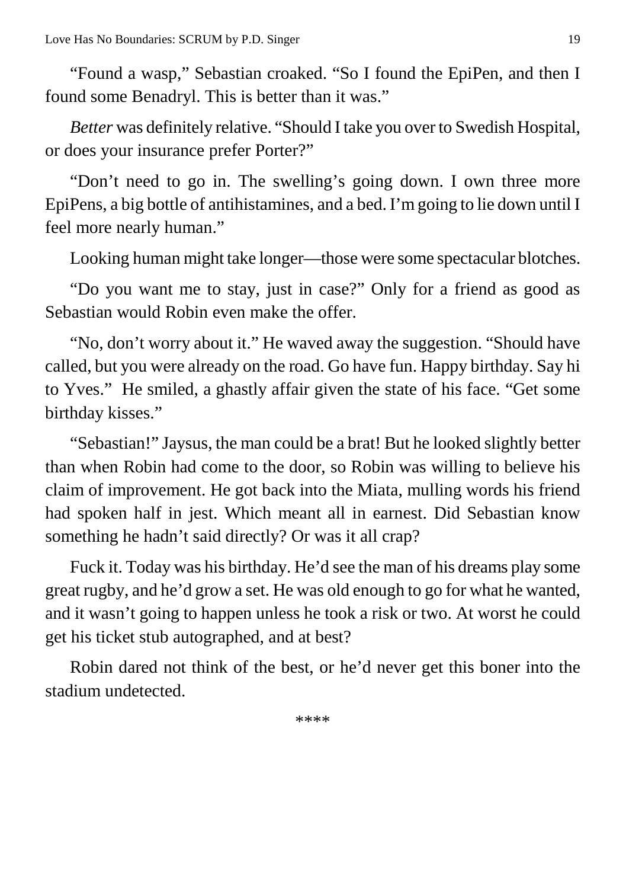"Found a wasp," Sebastian croaked. "So I found the EpiPen, and then I found some Benadryl. This is better than it was."

*Better* was definitely relative. "Should I take you over to Swedish Hospital, or does your insurance prefer Porter?"

"Don't need to go in. The swelling's going down. I own three more EpiPens, a big bottle of antihistamines, and a bed. I'm going to lie down until I feel more nearly human."

Looking human might take longer—those were some spectacular blotches.

"Do you want me to stay, just in case?" Only for a friend as good as Sebastian would Robin even make the offer.

"No, don't worry about it." He waved away the suggestion. "Should have called, but you were already on the road. Go have fun. Happy birthday. Say hi to Yves." He smiled, a ghastly affair given the state of his face. "Get some birthday kisses."

"Sebastian!" Jaysus, the man could be a brat! But he looked slightly better than when Robin had come to the door, so Robin was willing to believe his claim of improvement. He got back into the Miata, mulling words his friend had spoken half in jest. Which meant all in earnest. Did Sebastian know something he hadn't said directly? Or was it all crap?

Fuck it. Today was his birthday. He'd see the man of his dreams play some great rugby, and he'd grow a set. He was old enough to go for what he wanted, and it wasn't going to happen unless he took a risk or two. At worst he could get his ticket stub autographed, and at best?

Robin dared not think of the best, or he'd never get this boner into the stadium undetected.

****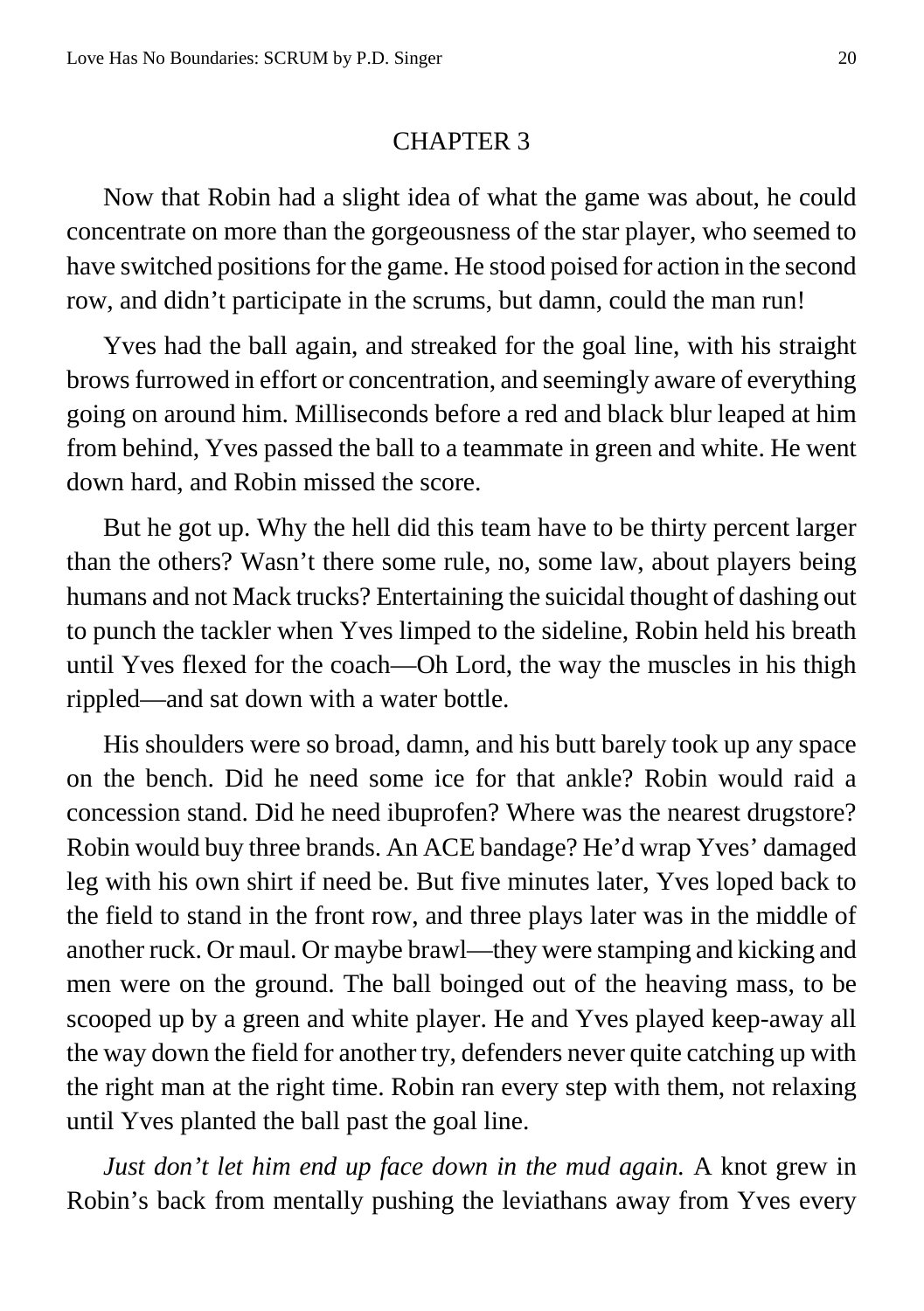# CHAPTER 3

Now that Robin had a slight idea of what the game was about, he could concentrate on more than the gorgeousness of the star player, who seemed to have switched positions for the game. He stood poised for action in the second row, and didn't participate in the scrums, but damn, could the man run!

Yves had the ball again, and streaked for the goal line, with his straight brows furrowed in effort or concentration, and seemingly aware of everything going on around him. Milliseconds before a red and black blur leaped at him from behind, Yves passed the ball to a teammate in green and white. He went down hard, and Robin missed the score.

But he got up. Why the hell did this team have to be thirty percent larger than the others? Wasn't there some rule, no, some law, about players being humans and not Mack trucks? Entertaining the suicidal thought of dashing out to punch the tackler when Yves limped to the sideline, Robin held his breath until Yves flexed for the coach—Oh Lord, the way the muscles in his thigh rippled—and sat down with a water bottle.

His shoulders were so broad, damn, and his butt barely took up any space on the bench. Did he need some ice for that ankle? Robin would raid a concession stand. Did he need ibuprofen? Where was the nearest drugstore? Robin would buy three brands. An ACE bandage? He'd wrap Yves' damaged leg with his own shirt if need be. But five minutes later, Yves loped back to the field to stand in the front row, and three plays later was in the middle of another ruck. Or maul. Or maybe brawl—they were stamping and kicking and men were on the ground. The ball boinged out of the heaving mass, to be scooped up by a green and white player. He and Yves played keep-away all the way down the field for another try, defenders never quite catching up with the right man at the right time. Robin ran every step with them, not relaxing until Yves planted the ball past the goal line.

*Just don't let him end up face down in the mud again.* A knot grew in Robin's back from mentally pushing the leviathans away from Yves every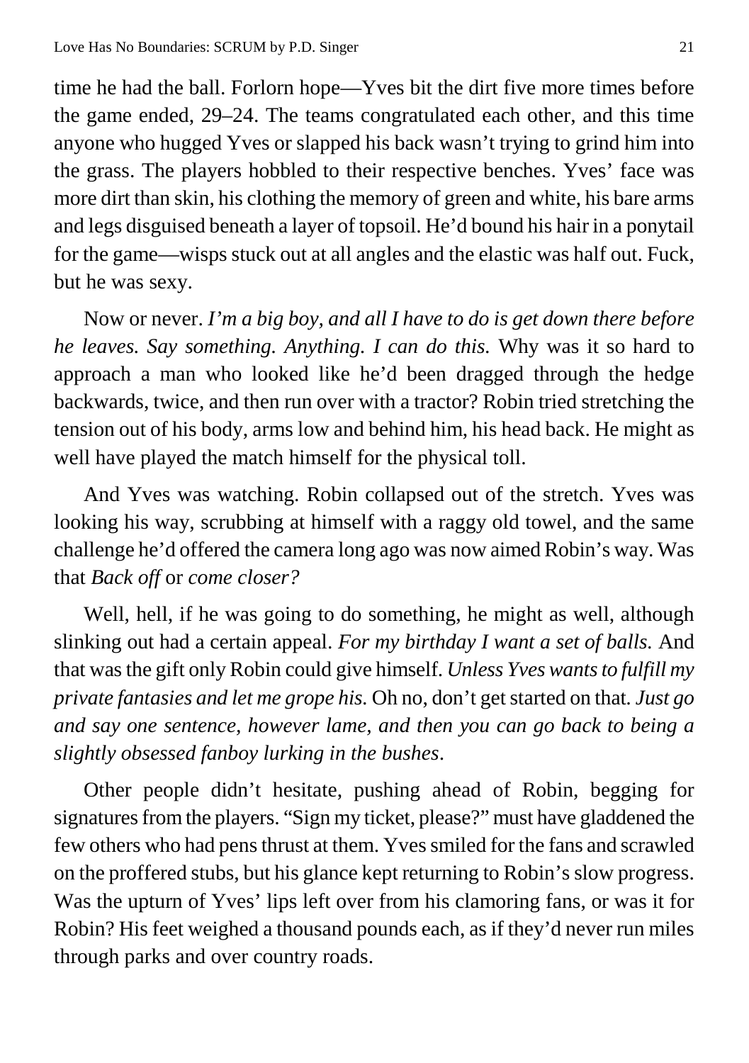time he had the ball. Forlorn hope—Yves bit the dirt five more times before the game ended, 29–24. The teams congratulated each other, and this time anyone who hugged Yves or slapped his back wasn't trying to grind him into the grass. The players hobbled to their respective benches. Yves' face was more dirt than skin, his clothing the memory of green and white, his bare arms and legs disguised beneath a layer of topsoil. He'd bound his hair in a ponytail for the game—wisps stuck out at all angles and the elastic was half out. Fuck, but he was sexy.

Now or never. *I'm a big boy, and all I have to do is get down there before he leaves. Say something. Anything. I can do this.* Why was it so hard to approach a man who looked like he'd been dragged through the hedge backwards, twice, and then run over with a tractor? Robin tried stretching the tension out of his body, arms low and behind him, his head back. He might as well have played the match himself for the physical toll.

And Yves was watching. Robin collapsed out of the stretch. Yves was looking his way, scrubbing at himself with a raggy old towel, and the same challenge he'd offered the camera long ago was now aimed Robin's way. Was that *Back off* or *come closer?*

Well, hell, if he was going to do something, he might as well, although slinking out had a certain appeal. *For my birthday I want a set of balls.* And that was the gift only Robin could give himself. *Unless Yves wants to fulfill my private fantasies and let me grope his.* Oh no, don't get started on that. *Just go and say one sentence, however lame, and then you can go back to being a slightly obsessed fanboy lurking in the bushes*.

Other people didn't hesitate, pushing ahead of Robin, begging for signatures from the players. "Sign my ticket, please?" must have gladdened the few others who had pens thrust at them. Yves smiled for the fans and scrawled on the proffered stubs, but his glance kept returning to Robin's slow progress. Was the upturn of Yves' lips left over from his clamoring fans, or was it for Robin? His feet weighed a thousand pounds each, as if they'd never run miles through parks and over country roads.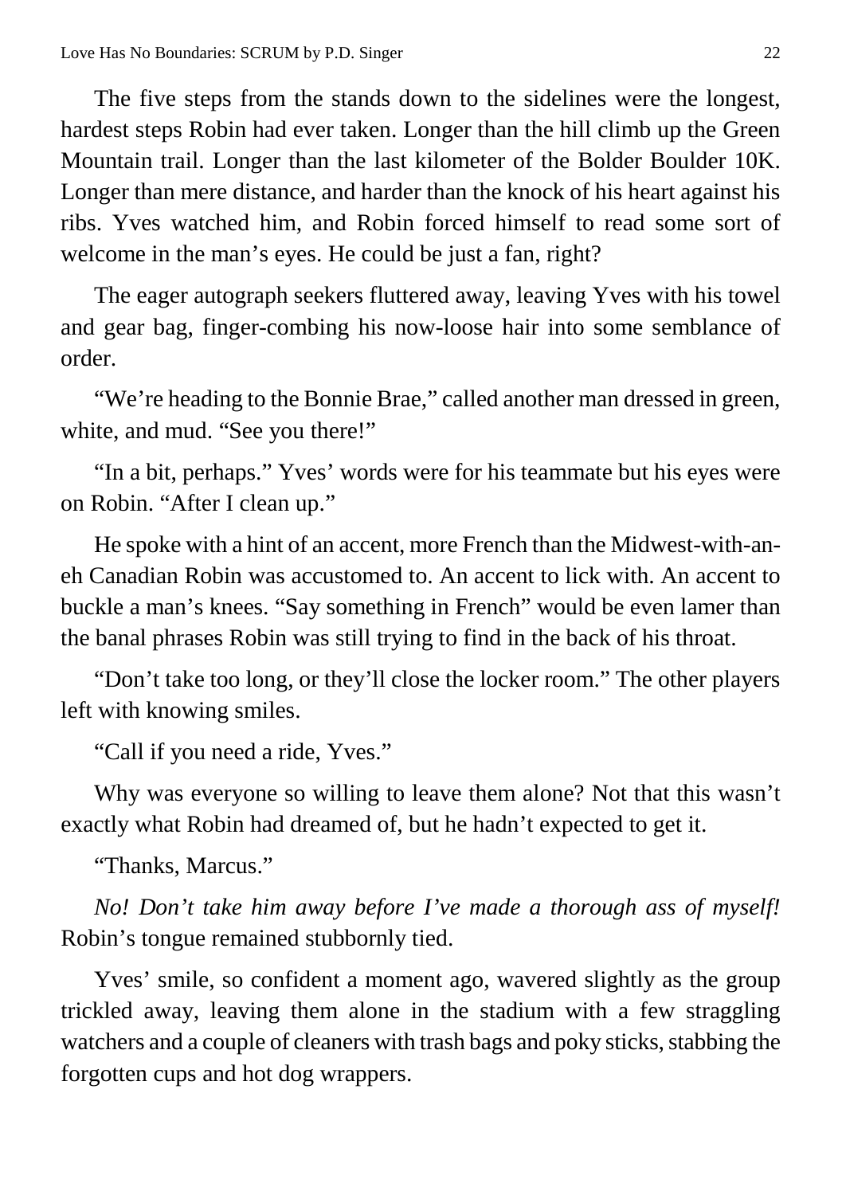The five steps from the stands down to the sidelines were the longest, hardest steps Robin had ever taken. Longer than the hill climb up the Green Mountain trail. Longer than the last kilometer of the Bolder Boulder 10K. Longer than mere distance, and harder than the knock of his heart against his ribs. Yves watched him, and Robin forced himself to read some sort of welcome in the man's eyes. He could be just a fan, right?

The eager autograph seekers fluttered away, leaving Yves with his towel and gear bag, finger-combing his now-loose hair into some semblance of order.

"We're heading to the Bonnie Brae," called another man dressed in green, white, and mud. "See you there!"

"In a bit, perhaps." Yves' words were for his teammate but his eyes were on Robin. "After I clean up."

He spoke with a hint of an accent, more French than the Midwest-with-an-eh Canadian Robin was accustomed to. An accent to lick with. An accent to buckle a man's knees. "Say something in French" would be even lamer than the banal phrases Robin was still trying to find in the back of his throat.

"Don't take too long, or they'll close the locker room." The other players left with knowing smiles.

"Call if you need a ride, Yves."

Why was everyone so willing to leave them alone? Not that this wasn't exactly what Robin had dreamed of, but he hadn't expected to get it.

"Thanks, Marcus."

*No! Don't take him away before I've made a thorough ass of myself!* Robin's tongue remained stubbornly tied.

Yves' smile, so confident a moment ago, wavered slightly as the group trickled away, leaving them alone in the stadium with a few straggling watchers and a couple of cleaners with trash bags and poky sticks, stabbing the forgotten cups and hot dog wrappers.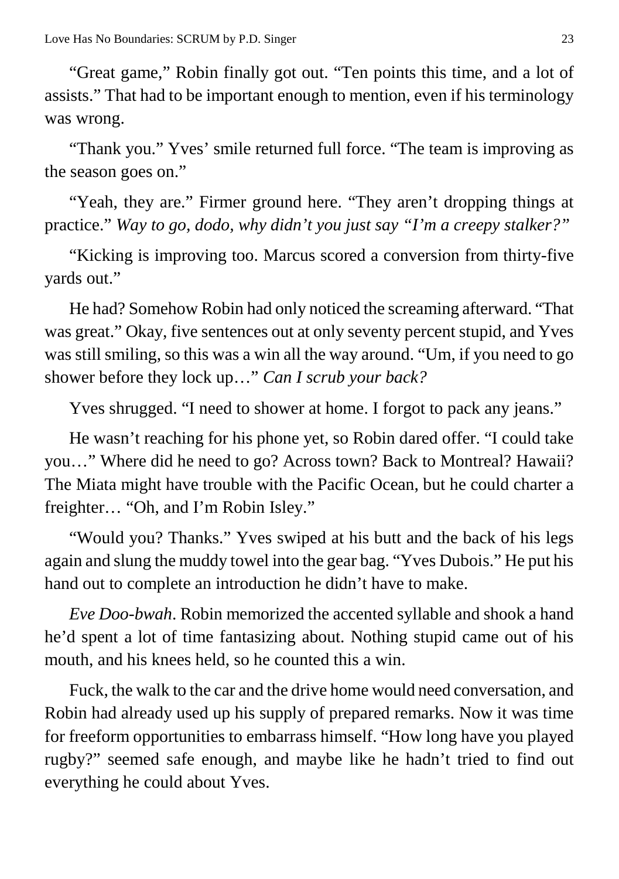"Great game," Robin finally got out. "Ten points this time, and a lot of assists." That had to be important enough to mention, even if his terminology was wrong.

"Thank you." Yves' smile returned full force. "The team is improving as the season goes on."

"Yeah, they are." Firmer ground here. "They aren't dropping things at practice." *Way to go, dodo, why didn't you just say "I'm a creepy stalker?"*

"Kicking is improving too. Marcus scored a conversion from thirty-five yards out."

He had? Somehow Robin had only noticed the screaming afterward. "That was great." Okay, five sentences out at only seventy percent stupid, and Yves was still smiling, so this was a win all the way around. "Um, if you need to go shower before they lock up…" *Can I scrub your back?*

Yves shrugged. "I need to shower at home. I forgot to pack any jeans."

He wasn't reaching for his phone yet, so Robin dared offer. "I could take you…" Where did he need to go? Across town? Back to Montreal? Hawaii? The Miata might have trouble with the Pacific Ocean, but he could charter a freighter… "Oh, and I'm Robin Isley."

"Would you? Thanks." Yves swiped at his butt and the back of his legs again and slung the muddy towel into the gear bag. "Yves Dubois." He put his hand out to complete an introduction he didn't have to make.

*Eve Doo-bwah*. Robin memorized the accented syllable and shook a hand he'd spent a lot of time fantasizing about. Nothing stupid came out of his mouth, and his knees held, so he counted this a win.

Fuck, the walk to the car and the drive home would need conversation, and Robin had already used up his supply of prepared remarks. Now it was time for freeform opportunities to embarrass himself. "How long have you played rugby?" seemed safe enough, and maybe like he hadn't tried to find out everything he could about Yves.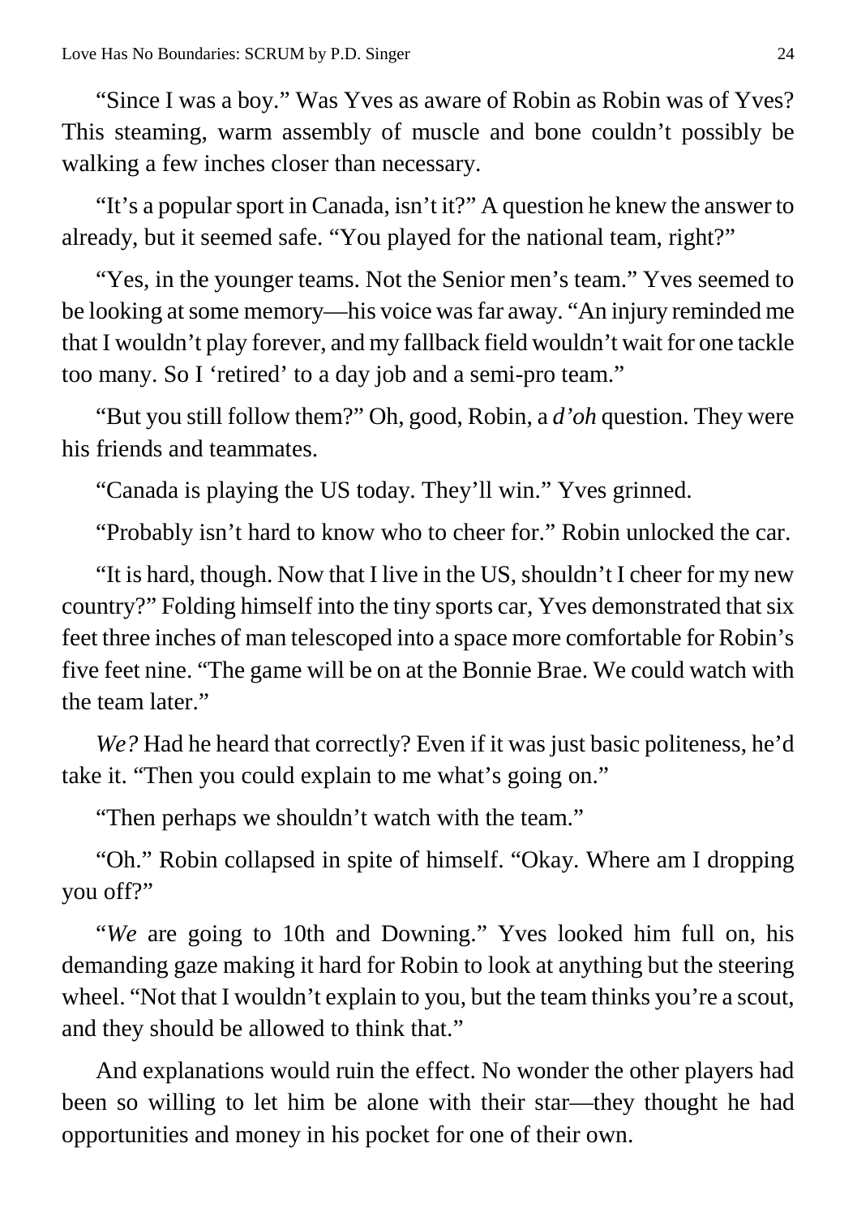"Since I was a boy." Was Yves as aware of Robin as Robin was of Yves? This steaming, warm assembly of muscle and bone couldn't possibly be walking a few inches closer than necessary.

"It's a popular sport in Canada, isn't it?" A question he knew the answer to already, but it seemed safe. "You played for the national team, right?"

"Yes, in the younger teams. Not the Senior men's team." Yves seemed to be looking at some memory—his voice was far away. "An injury reminded me that I wouldn't play forever, and my fallback field wouldn't wait for one tackle too many. So I 'retired' to a day job and a semi-pro team."

"But you still follow them?" Oh, good, Robin, a *d'oh* question. They were his friends and teammates.

"Canada is playing the US today. They'll win." Yves grinned.

"Probably isn't hard to know who to cheer for." Robin unlocked the car.

"It is hard, though. Now that I live in the US, shouldn't I cheer for my new country?" Folding himself into the tiny sports car, Yves demonstrated that six feet three inches of man telescoped into a space more comfortable for Robin's five feet nine. "The game will be on at the Bonnie Brae. We could watch with the team later."

*We?* Had he heard that correctly? Even if it was just basic politeness, he'd take it. "Then you could explain to me what's going on."

"Then perhaps we shouldn't watch with the team."

"Oh." Robin collapsed in spite of himself. "Okay. Where am I dropping you off?"

"*We* are going to 10th and Downing." Yves looked him full on, his demanding gaze making it hard for Robin to look at anything but the steering wheel. "Not that I wouldn't explain to you, but the team thinks you're a scout, and they should be allowed to think that."

And explanations would ruin the effect. No wonder the other players had been so willing to let him be alone with their star—they thought he had opportunities and money in his pocket for one of their own.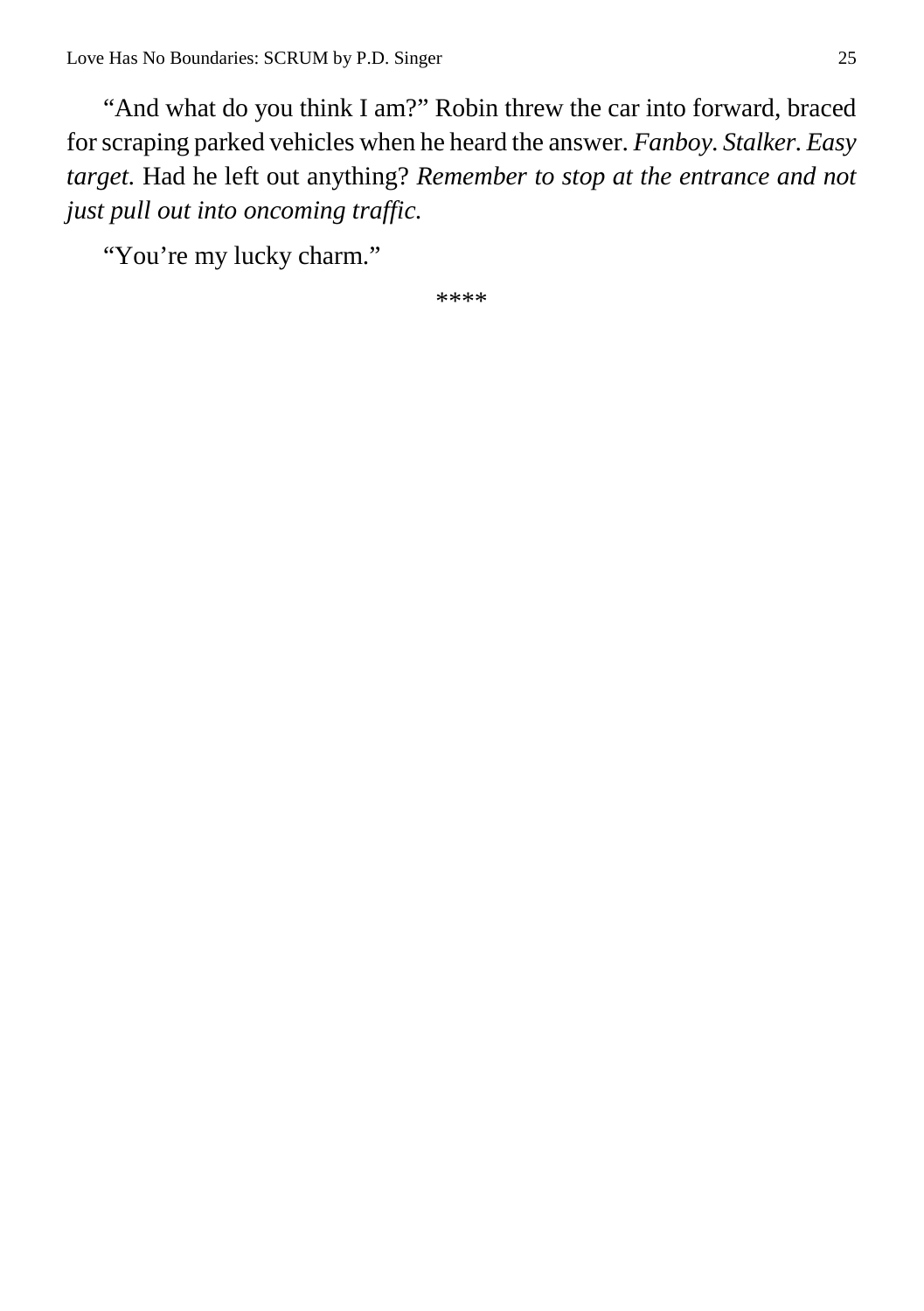"And what do you think I am?" Robin threw the car into forward, braced for scraping parked vehicles when he heard the answer. *Fanboy. Stalker. Easy target.* Had he left out anything? *Remember to stop at the entrance and not just pull out into oncoming traffic.*

"You're my lucky charm."

****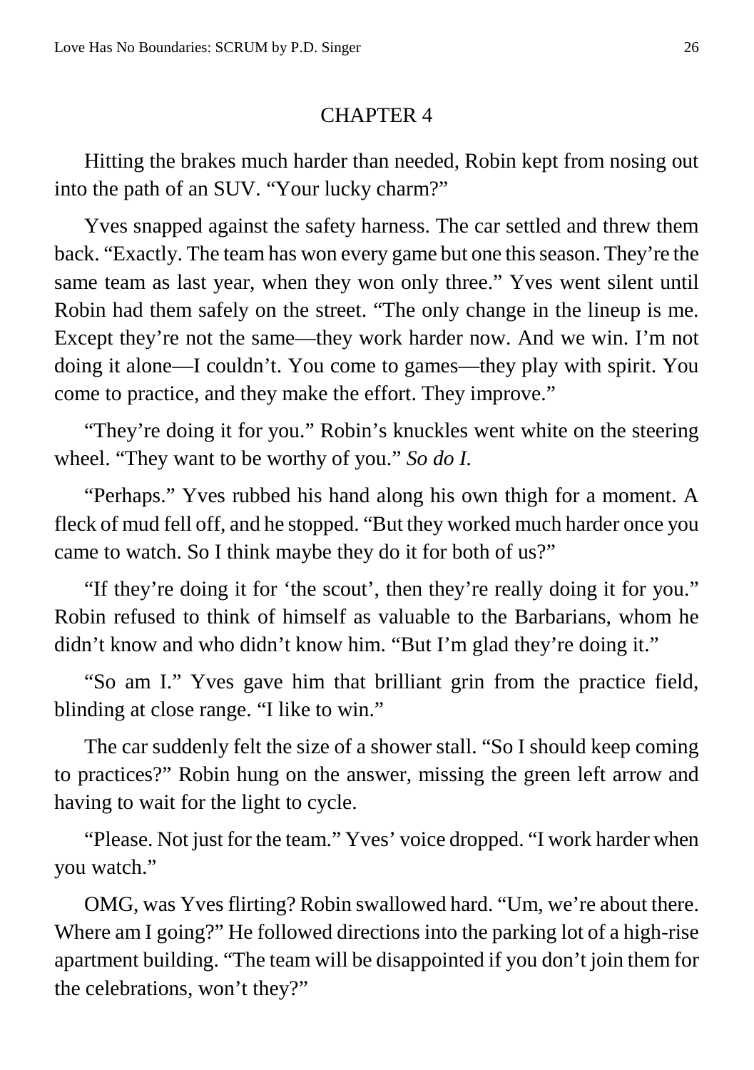## CHAPTER 4

Hitting the brakes much harder than needed, Robin kept from nosing out into the path of an SUV. "Your lucky charm?"

Yves snapped against the safety harness. The car settled and threw them back. "Exactly. The team has won every game but one this season. They're the same team as last year, when they won only three." Yves went silent until Robin had them safely on the street. "The only change in the lineup is me. Except they're not the same—they work harder now. And we win. I'm not doing it alone—I couldn't. You come to games—they play with spirit. You come to practice, and they make the effort. They improve."

"They're doing it for you." Robin's knuckles went white on the steering wheel. "They want to be worthy of you." *So do I.*

"Perhaps." Yves rubbed his hand along his own thigh for a moment. A fleck of mud fell off, and he stopped. "But they worked much harder once you came to watch. So I think maybe they do it for both of us?"

"If they're doing it for 'the scout', then they're really doing it for you." Robin refused to think of himself as valuable to the Barbarians, whom he didn't know and who didn't know him. "But I'm glad they're doing it."

"So am I." Yves gave him that brilliant grin from the practice field, blinding at close range. "I like to win."

The car suddenly felt the size of a shower stall. "So I should keep coming to practices?" Robin hung on the answer, missing the green left arrow and having to wait for the light to cycle.

"Please. Not just for the team." Yves' voice dropped. "I work harder when you watch."

OMG, was Yves flirting? Robin swallowed hard. "Um, we're about there. Where am I going?" He followed directions into the parking lot of a high-rise apartment building. "The team will be disappointed if you don't join them for the celebrations, won't they?"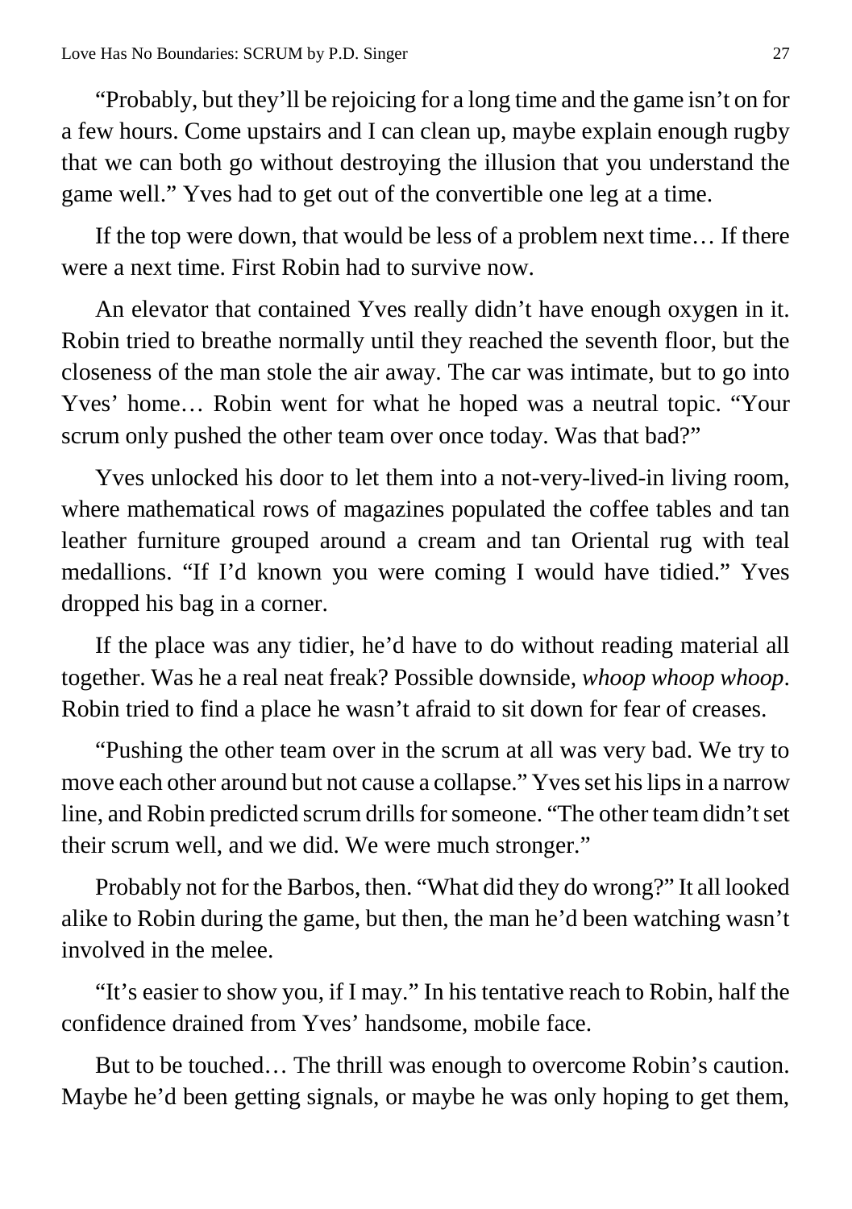"Probably, but they'll be rejoicing for a long time and the game isn't on for a few hours. Come upstairs and I can clean up, maybe explain enough rugby that we can both go without destroying the illusion that you understand the game well." Yves had to get out of the convertible one leg at a time.

If the top were down, that would be less of a problem next time… If there were a next time. First Robin had to survive now.

An elevator that contained Yves really didn't have enough oxygen in it. Robin tried to breathe normally until they reached the seventh floor, but the closeness of the man stole the air away. The car was intimate, but to go into Yves' home… Robin went for what he hoped was a neutral topic. "Your scrum only pushed the other team over once today. Was that bad?"

Yves unlocked his door to let them into a not-very-lived-in living room, where mathematical rows of magazines populated the coffee tables and tan leather furniture grouped around a cream and tan Oriental rug with teal medallions. "If I'd known you were coming I would have tidied." Yves dropped his bag in a corner.

If the place was any tidier, he'd have to do without reading material all together. Was he a real neat freak? Possible downside, *whoop whoop whoop*. Robin tried to find a place he wasn't afraid to sit down for fear of creases.

"Pushing the other team over in the scrum at all was very bad. We try to move each other around but not cause a collapse." Yves set his lips in a narrow line, and Robin predicted scrum drills for someone. "The other team didn't set their scrum well, and we did. We were much stronger."

Probably not for the Barbos, then. "What did they do wrong?" It all looked alike to Robin during the game, but then, the man he'd been watching wasn't involved in the melee.

"It's easier to show you, if I may." In his tentative reach to Robin, half the confidence drained from Yves' handsome, mobile face.

But to be touched… The thrill was enough to overcome Robin's caution. Maybe he'd been getting signals, or maybe he was only hoping to get them,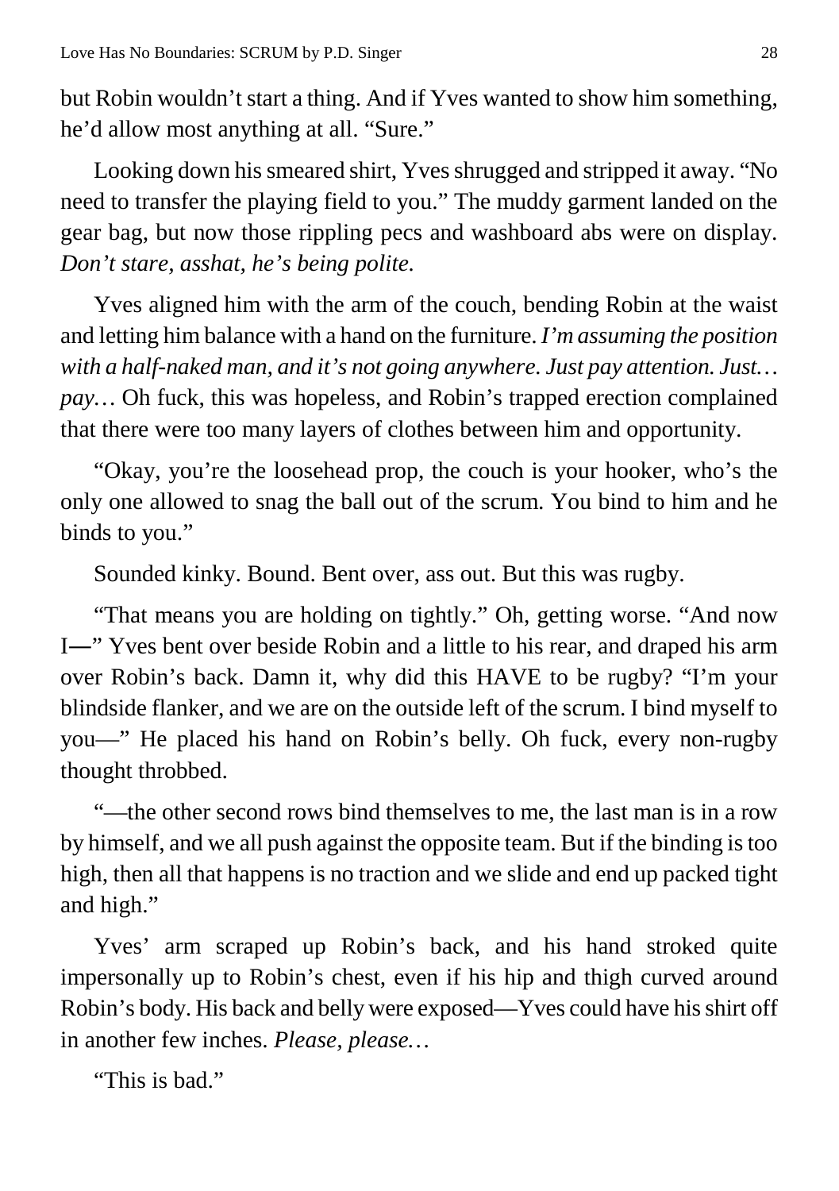but Robin wouldn't start a thing. And if Yves wanted to show him something, he'd allow most anything at all. "Sure."

Looking down his smeared shirt, Yves shrugged and stripped it away. "No need to transfer the playing field to you." The muddy garment landed on the gear bag, but now those rippling pecs and washboard abs were on display. *Don't stare, asshat, he's being polite.*

Yves aligned him with the arm of the couch, bending Robin at the waist and letting him balance with a hand on the furniture. *I'm assuming the position with a half-naked man, and it's not going anywhere. Just pay attention. Just… pay…* Oh fuck, this was hopeless, and Robin's trapped erection complained that there were too many layers of clothes between him and opportunity.

"Okay, you're the loosehead prop, the couch is your hooker, who's the only one allowed to snag the ball out of the scrum. You bind to him and he binds to you."

Sounded kinky. Bound. Bent over, ass out. But this was rugby.

"That means you are holding on tightly." Oh, getting worse. "And now I—" Yves bent over beside Robin and a little to his rear, and draped his arm over Robin's back. Damn it, why did this HAVE to be rugby? "I'm your blindside flanker, and we are on the outside left of the scrum. I bind myself to you—" He placed his hand on Robin's belly. Oh fuck, every non-rugby thought throbbed.

"—the other second rows bind themselves to me, the last man is in a row by himself, and we all push against the opposite team. But if the binding is too high, then all that happens is no traction and we slide and end up packed tight and high."

Yves' arm scraped up Robin's back, and his hand stroked quite impersonally up to Robin's chest, even if his hip and thigh curved around Robin's body. His back and belly were exposed—Yves could have his shirt off in another few inches. *Please, please…*

"This is bad."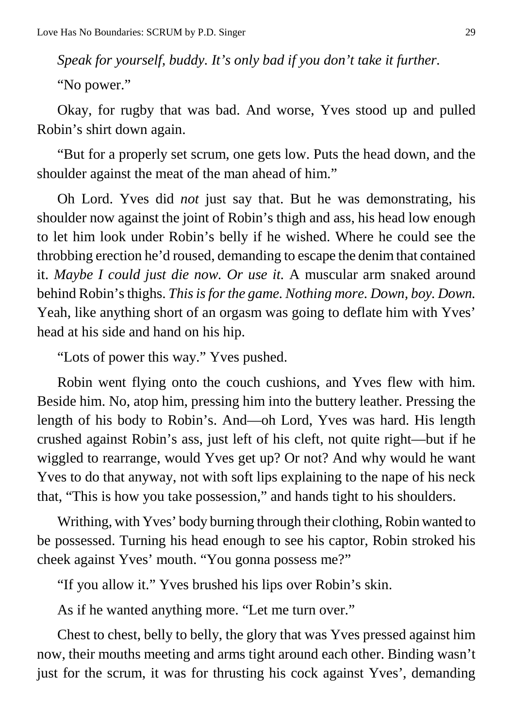*Speak for yourself, buddy. It's only bad if you don't take it further.*

"No power."

Okay, for rugby that was bad. And worse, Yves stood up and pulled Robin's shirt down again.

"But for a properly set scrum, one gets low. Puts the head down, and the shoulder against the meat of the man ahead of him."

Oh Lord. Yves did *not* just say that. But he was demonstrating, his shoulder now against the joint of Robin's thigh and ass, his head low enough to let him look under Robin's belly if he wished. Where he could see the throbbing erection he'd roused, demanding to escape the denim that contained it. *Maybe I could just die now. Or use it.* A muscular arm snaked around behind Robin's thighs. *This is for the game. Nothing more. Down, boy. Down.* Yeah, like anything short of an orgasm was going to deflate him with Yves' head at his side and hand on his hip.

"Lots of power this way." Yves pushed.

Robin went flying onto the couch cushions, and Yves flew with him. Beside him. No, atop him, pressing him into the buttery leather. Pressing the length of his body to Robin's. And—oh Lord, Yves was hard. His length crushed against Robin's ass, just left of his cleft, not quite right—but if he wiggled to rearrange, would Yves get up? Or not? And why would he want Yves to do that anyway, not with soft lips explaining to the nape of his neck that, "This is how you take possession," and hands tight to his shoulders.

Writhing, with Yves' body burning through their clothing, Robin wanted to be possessed. Turning his head enough to see his captor, Robin stroked his cheek against Yves' mouth. "You gonna possess me?"

"If you allow it." Yves brushed his lips over Robin's skin.

As if he wanted anything more. "Let me turn over."

Chest to chest, belly to belly, the glory that was Yves pressed against him now, their mouths meeting and arms tight around each other. Binding wasn't just for the scrum, it was for thrusting his cock against Yves', demanding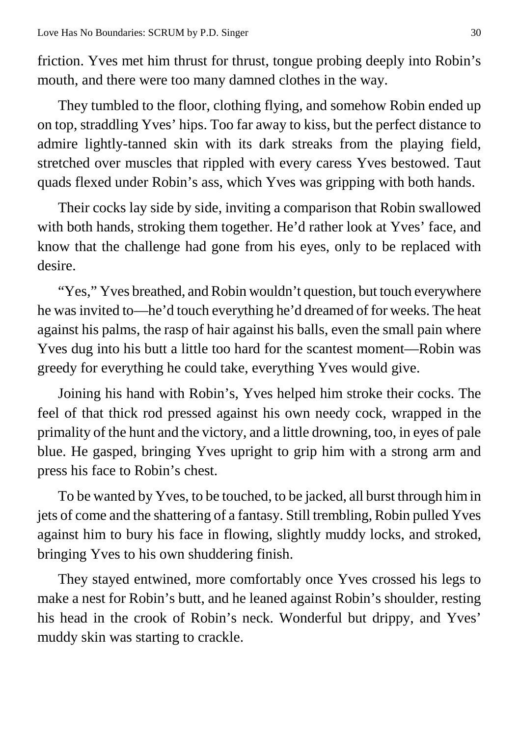friction. Yves met him thrust for thrust, tongue probing deeply into Robin's mouth, and there were too many damned clothes in the way.

They tumbled to the floor, clothing flying, and somehow Robin ended up on top, straddling Yves' hips. Too far away to kiss, but the perfect distance to admire lightly-tanned skin with its dark streaks from the playing field, stretched over muscles that rippled with every caress Yves bestowed. Taut quads flexed under Robin's ass, which Yves was gripping with both hands.

Their cocks lay side by side, inviting a comparison that Robin swallowed with both hands, stroking them together. He'd rather look at Yves' face, and know that the challenge had gone from his eyes, only to be replaced with desire.

"Yes," Yves breathed, and Robin wouldn't question, but touch everywhere he was invited to—he'd touch everything he'd dreamed of for weeks. The heat against his palms, the rasp of hair against his balls, even the small pain where Yves dug into his butt a little too hard for the scantest moment—Robin was greedy for everything he could take, everything Yves would give.

Joining his hand with Robin's, Yves helped him stroke their cocks. The feel of that thick rod pressed against his own needy cock, wrapped in the primality of the hunt and the victory, and a little drowning, too, in eyes of pale blue. He gasped, bringing Yves upright to grip him with a strong arm and press his face to Robin's chest.

To be wanted by Yves, to be touched, to be jacked, all burst through him in jets of come and the shattering of a fantasy. Still trembling, Robin pulled Yves against him to bury his face in flowing, slightly muddy locks, and stroked, bringing Yves to his own shuddering finish.

They stayed entwined, more comfortably once Yves crossed his legs to make a nest for Robin's butt, and he leaned against Robin's shoulder, resting his head in the crook of Robin's neck. Wonderful but drippy, and Yves' muddy skin was starting to crackle.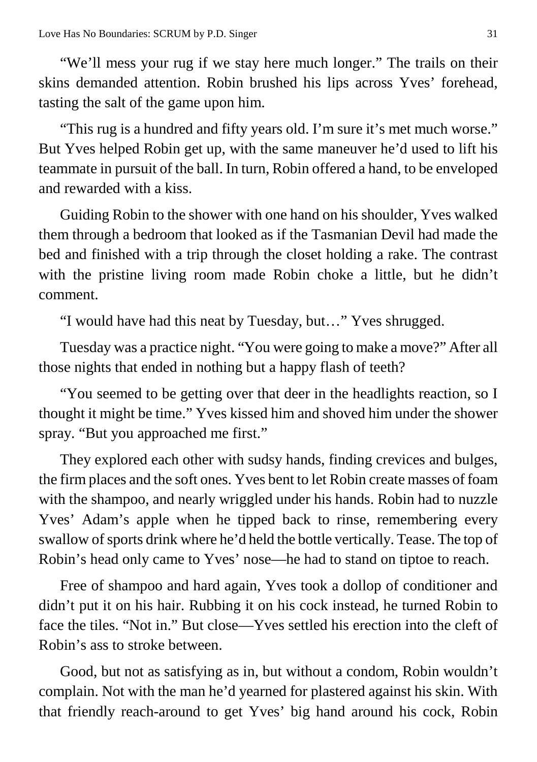"We'll mess your rug if we stay here much longer." The trails on their skins demanded attention. Robin brushed his lips across Yves' forehead, tasting the salt of the game upon him.

"This rug is a hundred and fifty years old. I'm sure it's met much worse." But Yves helped Robin get up, with the same maneuver he'd used to lift his teammate in pursuit of the ball. In turn, Robin offered a hand, to be enveloped and rewarded with a kiss.

Guiding Robin to the shower with one hand on his shoulder, Yves walked them through a bedroom that looked as if the Tasmanian Devil had made the bed and finished with a trip through the closet holding a rake. The contrast with the pristine living room made Robin choke a little, but he didn't comment.

"I would have had this neat by Tuesday, but…" Yves shrugged.

Tuesday was a practice night. "You were going to make a move?" After all those nights that ended in nothing but a happy flash of teeth?

"You seemed to be getting over that deer in the headlights reaction, so I thought it might be time." Yves kissed him and shoved him under the shower spray. "But you approached me first."

They explored each other with sudsy hands, finding crevices and bulges, the firm places and the soft ones. Yves bent to let Robin create masses of foam with the shampoo, and nearly wriggled under his hands. Robin had to nuzzle Yves' Adam's apple when he tipped back to rinse, remembering every swallow of sports drink where he'd held the bottle vertically. Tease. The top of Robin's head only came to Yves' nose—he had to stand on tiptoe to reach.

Free of shampoo and hard again, Yves took a dollop of conditioner and didn't put it on his hair. Rubbing it on his cock instead, he turned Robin to face the tiles. "Not in." But close—Yves settled his erection into the cleft of Robin's ass to stroke between.

Good, but not as satisfying as in, but without a condom, Robin wouldn't complain. Not with the man he'd yearned for plastered against his skin. With that friendly reach-around to get Yves' big hand around his cock, Robin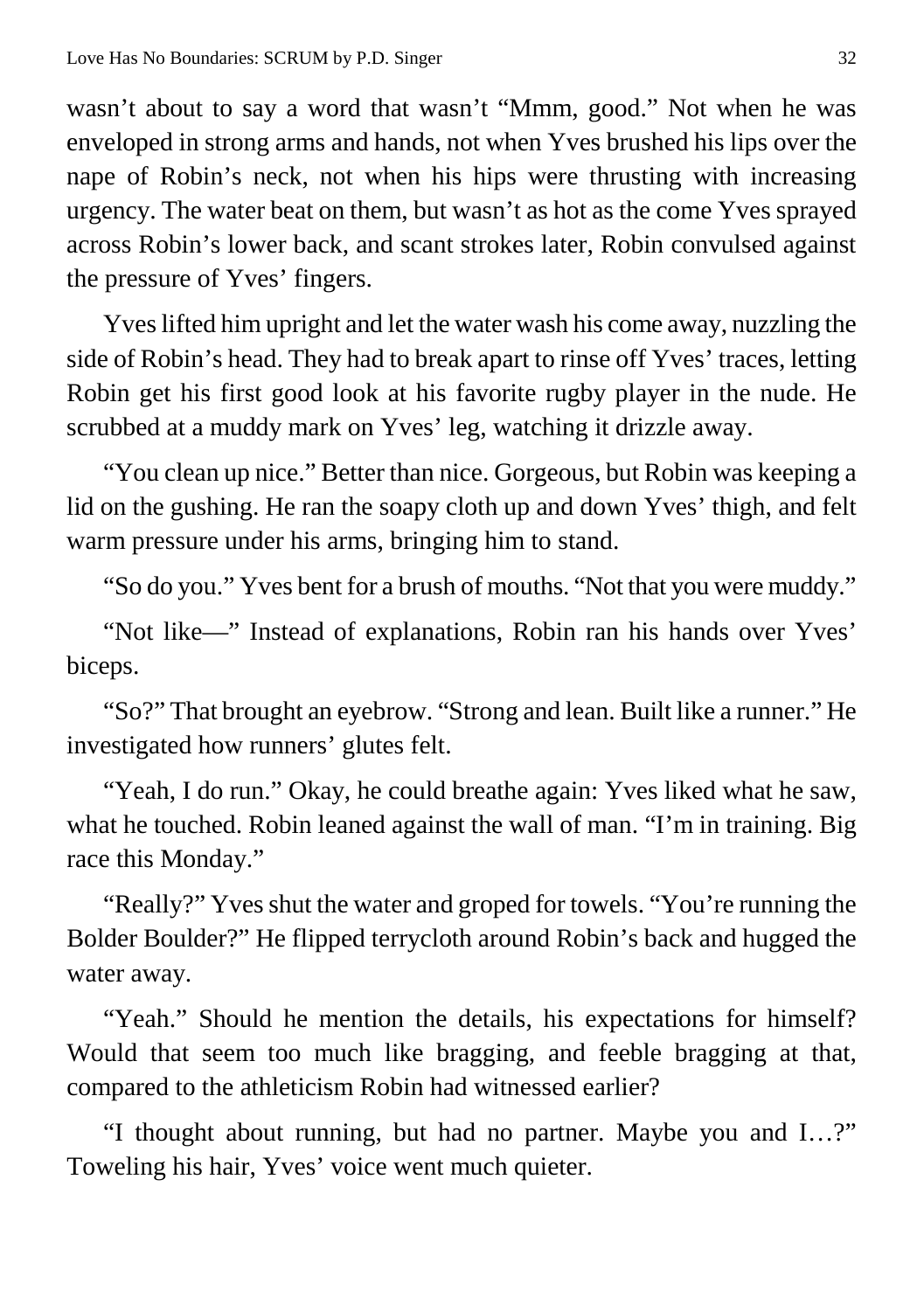wasn't about to say a word that wasn't "Mmm, good." Not when he was enveloped in strong arms and hands, not when Yves brushed his lips over the nape of Robin's neck, not when his hips were thrusting with increasing urgency. The water beat on them, but wasn't as hot as the come Yves sprayed across Robin's lower back, and scant strokes later, Robin convulsed against the pressure of Yves' fingers.

Yves lifted him upright and let the water wash his come away, nuzzling the side of Robin's head. They had to break apart to rinse off Yves' traces, letting Robin get his first good look at his favorite rugby player in the nude. He scrubbed at a muddy mark on Yves' leg, watching it drizzle away.

"You clean up nice." Better than nice. Gorgeous, but Robin was keeping a lid on the gushing. He ran the soapy cloth up and down Yves' thigh, and felt warm pressure under his arms, bringing him to stand.

"So do you." Yves bent for a brush of mouths. "Not that you were muddy."

"Not like—" Instead of explanations, Robin ran his hands over Yves' biceps.

"So?" That brought an eyebrow. "Strong and lean. Built like a runner." He investigated how runners' glutes felt.

"Yeah, I do run." Okay, he could breathe again: Yves liked what he saw, what he touched. Robin leaned against the wall of man. "I'm in training. Big race this Monday."

"Really?" Yves shut the water and groped for towels. "You're running the Bolder Boulder?" He flipped terrycloth around Robin's back and hugged the water away.

"Yeah." Should he mention the details, his expectations for himself? Would that seem too much like bragging, and feeble bragging at that, compared to the athleticism Robin had witnessed earlier?

"I thought about running, but had no partner. Maybe you and I…?" Toweling his hair, Yves' voice went much quieter.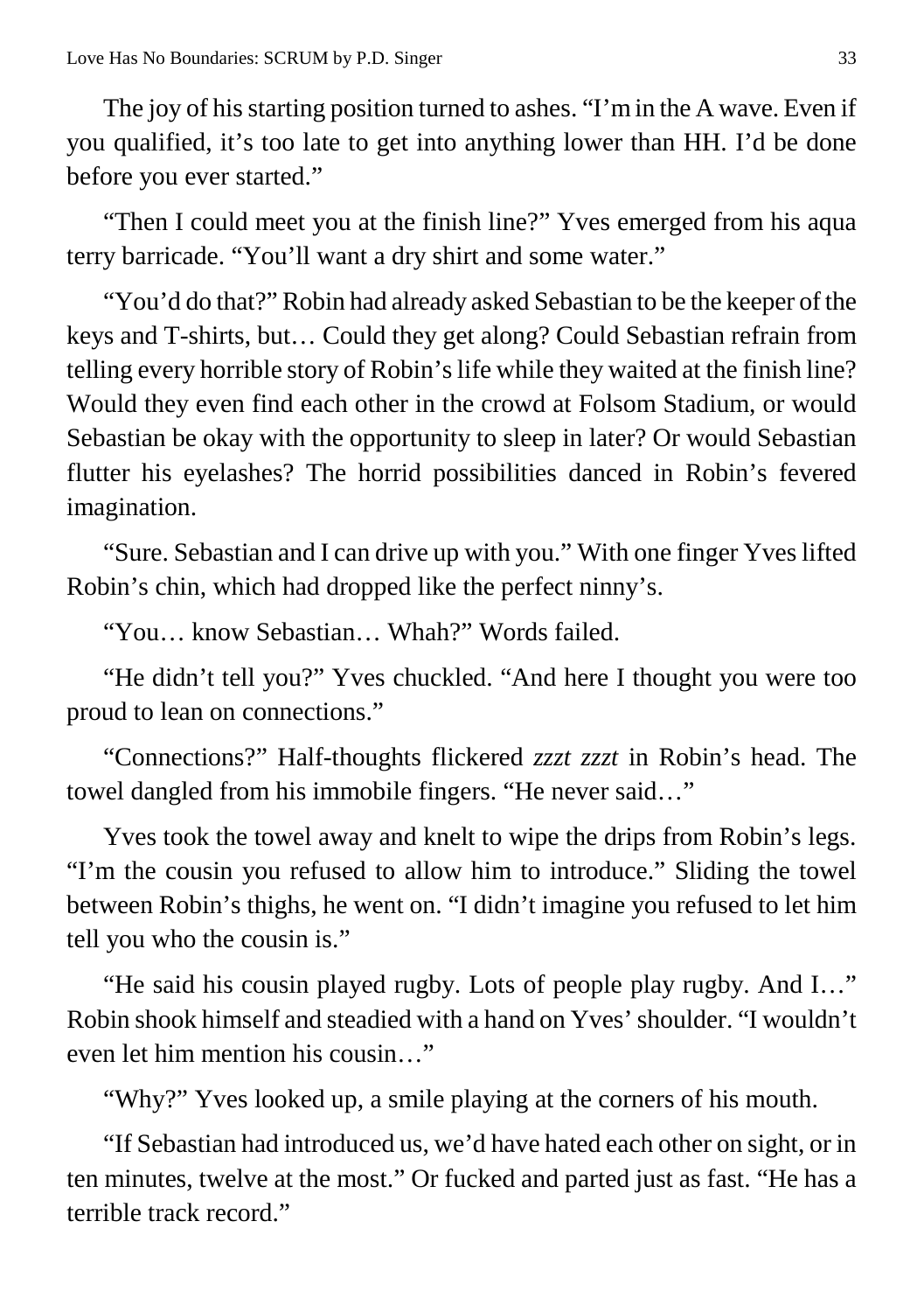The joy of his starting position turned to ashes. "I'm in the A wave. Even if you qualified, it's too late to get into anything lower than HH. I'd be done before you ever started."

"Then I could meet you at the finish line?" Yves emerged from his aqua terry barricade. "You'll want a dry shirt and some water."

"You'd do that?" Robin had already asked Sebastian to be the keeper of the keys and T-shirts, but… Could they get along? Could Sebastian refrain from telling every horrible story of Robin's life while they waited at the finish line? Would they even find each other in the crowd at Folsom Stadium, or would Sebastian be okay with the opportunity to sleep in later? Or would Sebastian flutter his eyelashes? The horrid possibilities danced in Robin's fevered imagination.

"Sure. Sebastian and I can drive up with you." With one finger Yves lifted Robin's chin, which had dropped like the perfect ninny's.

"You… know Sebastian… Whah?" Words failed.

"He didn't tell you?" Yves chuckled. "And here I thought you were too proud to lean on connections."

"Connections?" Half-thoughts flickered *zzzt zzzt* in Robin's head. The towel dangled from his immobile fingers. "He never said…"

Yves took the towel away and knelt to wipe the drips from Robin's legs. "I'm the cousin you refused to allow him to introduce." Sliding the towel between Robin's thighs, he went on. "I didn't imagine you refused to let him tell you who the cousin is."

"He said his cousin played rugby. Lots of people play rugby. And I…" Robin shook himself and steadied with a hand on Yves' shoulder. "I wouldn't even let him mention his cousin…"

"Why?" Yves looked up, a smile playing at the corners of his mouth.

"If Sebastian had introduced us, we'd have hated each other on sight, or in ten minutes, twelve at the most." Or fucked and parted just as fast. "He has a terrible track record."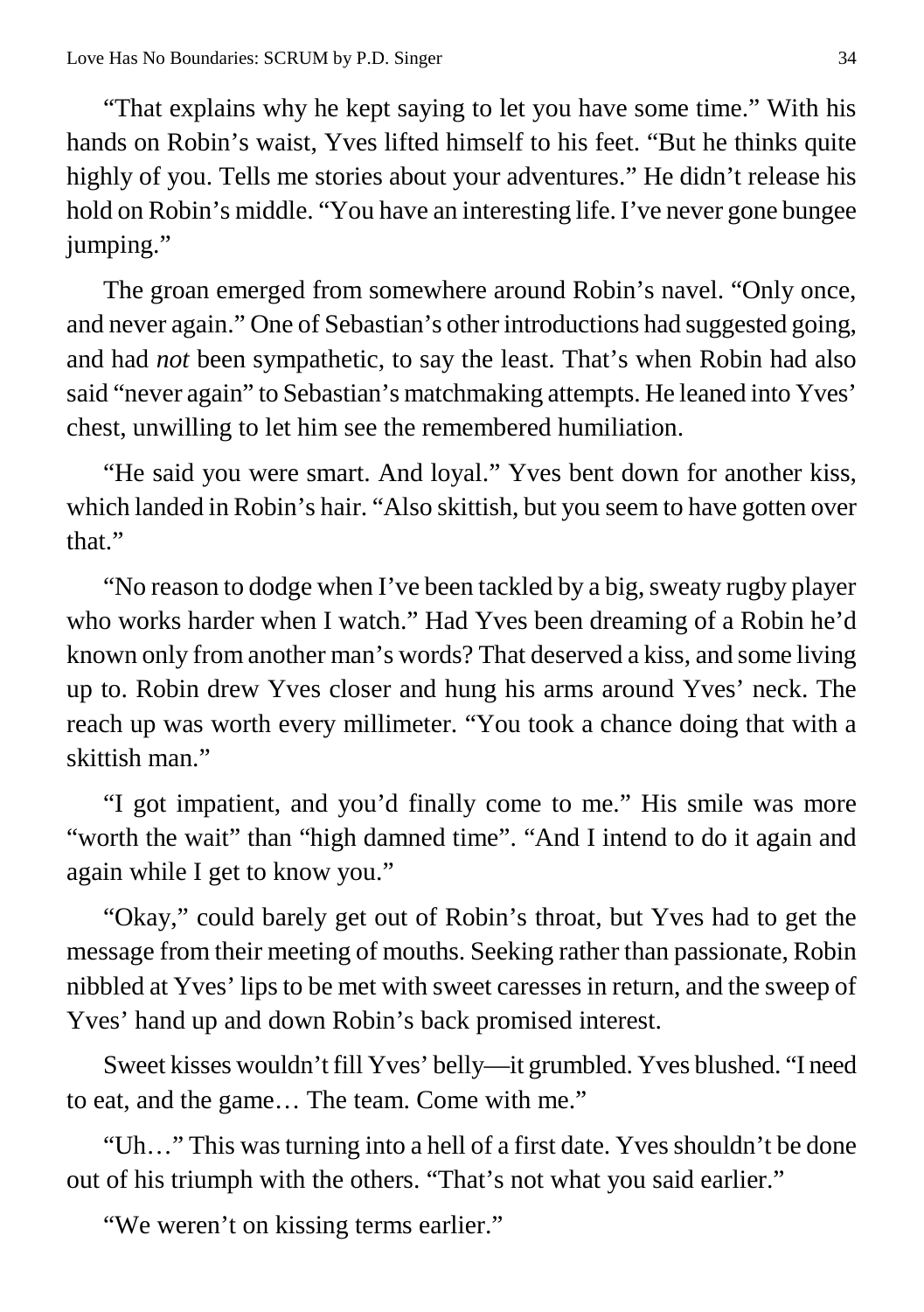"That explains why he kept saying to let you have some time." With his hands on Robin's waist, Yves lifted himself to his feet. "But he thinks quite highly of you. Tells me stories about your adventures." He didn't release his hold on Robin's middle. "You have an interesting life. I've never gone bungee jumping."

The groan emerged from somewhere around Robin's navel. "Only once, and never again." One of Sebastian's other introductions had suggested going, and had *not* been sympathetic, to say the least. That's when Robin had also said "never again" to Sebastian's matchmaking attempts. He leaned into Yves' chest, unwilling to let him see the remembered humiliation.

"He said you were smart. And loyal." Yves bent down for another kiss, which landed in Robin's hair. "Also skittish, but you seem to have gotten over that."

"No reason to dodge when I've been tackled by a big, sweaty rugby player who works harder when I watch." Had Yves been dreaming of a Robin he'd known only from another man's words? That deserved a kiss, and some living up to. Robin drew Yves closer and hung his arms around Yves' neck. The reach up was worth every millimeter. "You took a chance doing that with a skittish man."

"I got impatient, and you'd finally come to me." His smile was more "worth the wait" than "high damned time". "And I intend to do it again and again while I get to know you."

"Okay," could barely get out of Robin's throat, but Yves had to get the message from their meeting of mouths. Seeking rather than passionate, Robin nibbled at Yves' lips to be met with sweet caresses in return, and the sweep of Yves' hand up and down Robin's back promised interest.

Sweet kisses wouldn't fill Yves' belly—it grumbled. Yves blushed. "I need to eat, and the game… The team. Come with me."

"Uh…" This was turning into a hell of a first date. Yves shouldn't be done out of his triumph with the others. "That's not what you said earlier."

"We weren't on kissing terms earlier."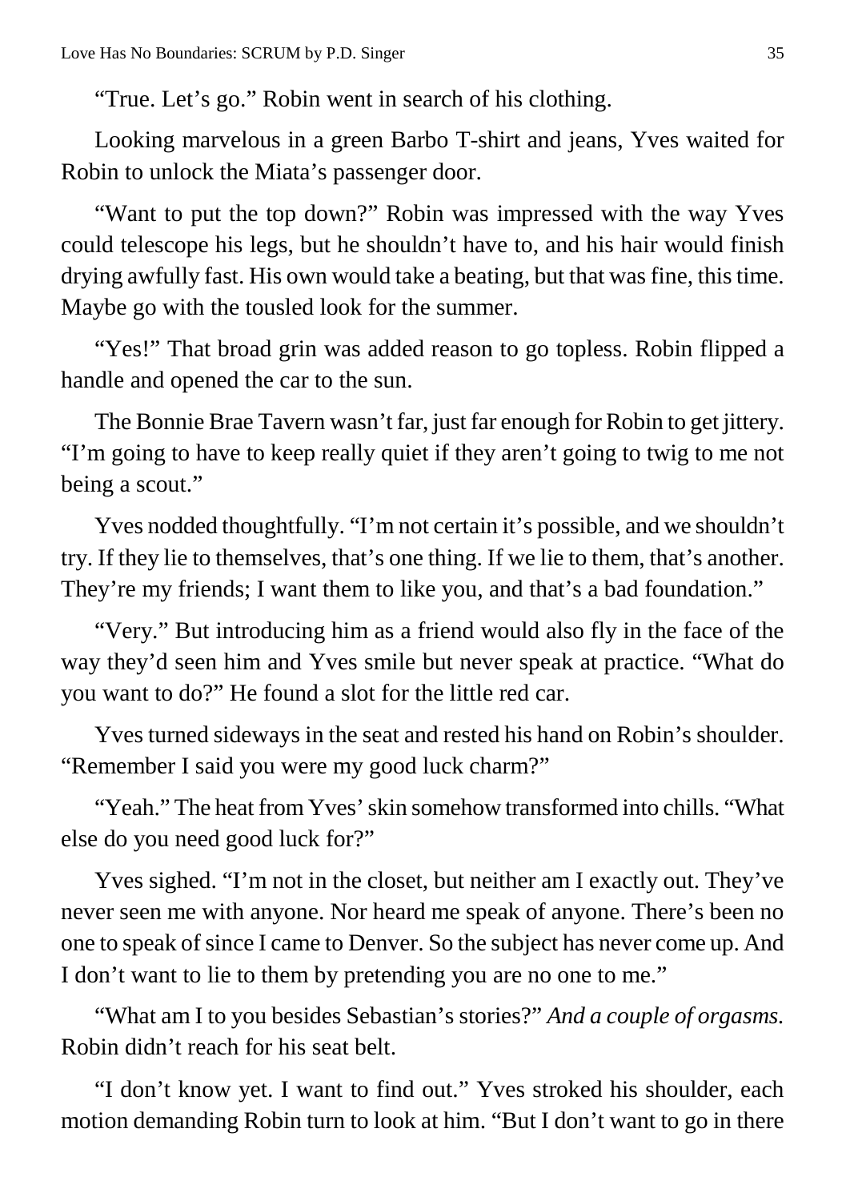“True. Let’s go.” Robin went in search of his clothing.

Looking marvelous in a green Barbo T-shirt and jeans, Yves waited for Robin to unlock the Miata’s passenger door.

“Want to put the top down?” Robin was impressed with the way Yves could telescope his legs, but he shouldn’t have to, and his hair would finish drying awfully fast. His own would take a beating, but that was fine, this time. Maybe go with the tousled look for the summer.

“Yes!” That broad grin was added reason to go topless. Robin flipped a handle and opened the car to the sun.

The Bonnie Brae Tavern wasn’t far, just far enough for Robin to get jittery. “I’m going to have to keep really quiet if they aren’t going to twig to me not being a scout.”

Yves nodded thoughtfully. “I’m not certain it’s possible, and we shouldn’t try. If they lie to themselves, that’s one thing. If we lie to them, that’s another. They’re my friends; I want them to like you, and that’s a bad foundation.”

“Very.” But introducing him as a friend would also fly in the face of the way they’d seen him and Yves smile but never speak at practice. “What do you want to do?” He found a slot for the little red car.

Yves turned sideways in the seat and rested his hand on Robin’s shoulder. “Remember I said you were my good luck charm?”

“Yeah.” The heat from Yves’ skin somehow transformed into chills. “What else do you need good luck for?”

Yves sighed. “I’m not in the closet, but neither am I exactly out. They’ve never seen me with anyone. Nor heard me speak of anyone. There’s been no one to speak of since I came to Denver. So the subject has never come up. And I don’t want to lie to them by pretending you are no one to me.”

“What am I to you besides Sebastian’s stories?” *And a couple of orgasms.* Robin didn’t reach for his seat belt.

“I don’t know yet. I want to find out.” Yves stroked his shoulder, each motion demanding Robin turn to look at him. “But I don’t want to go in there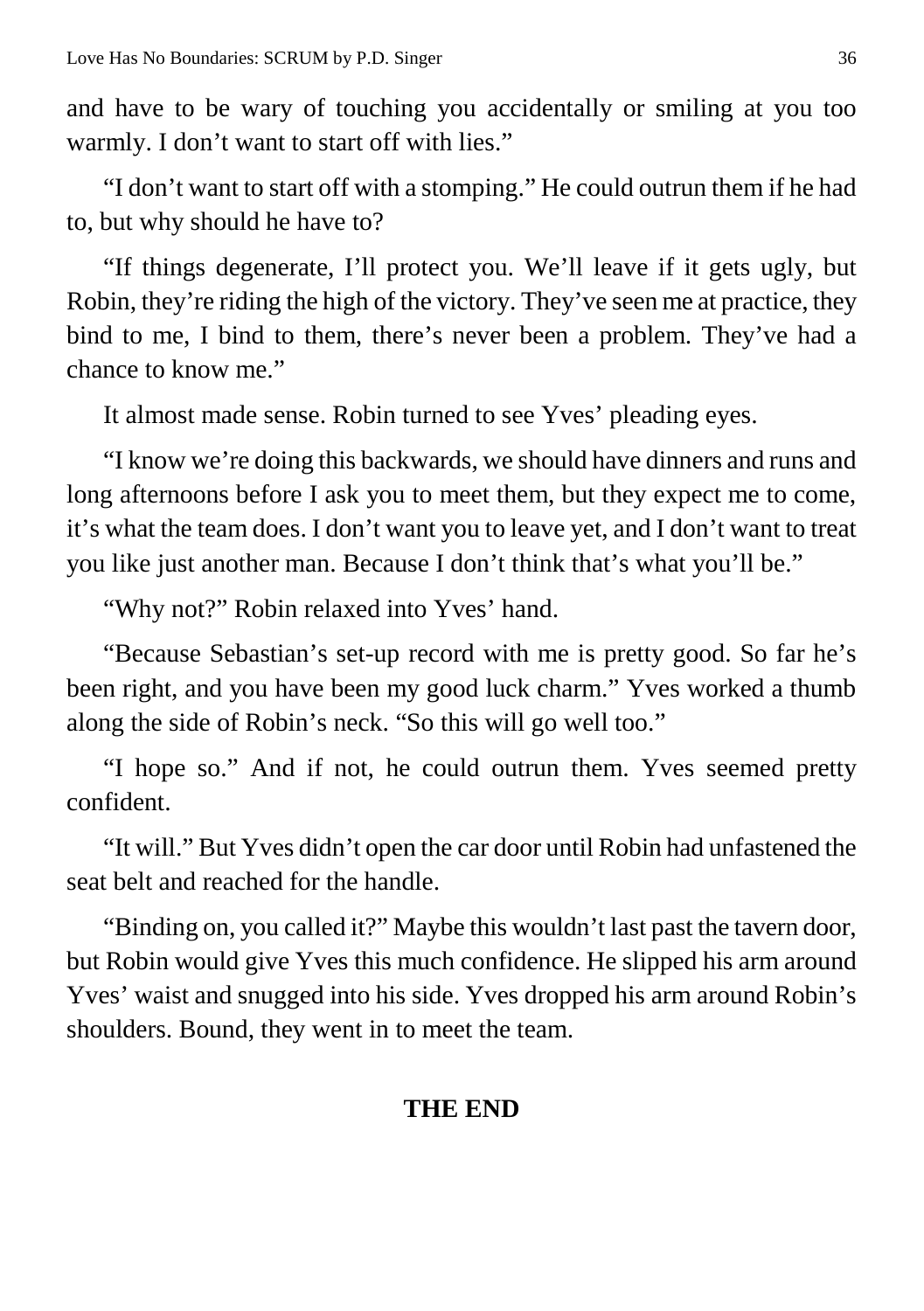and have to be wary of touching you accidentally or smiling at you too warmly. I don't want to start off with lies."

"I don't want to start off with a stomping." He could outrun them if he had to, but why should he have to?

"If things degenerate, I'll protect you. We'll leave if it gets ugly, but Robin, they're riding the high of the victory. They've seen me at practice, they bind to me, I bind to them, there's never been a problem. They've had a chance to know me."

It almost made sense. Robin turned to see Yves' pleading eyes.

"I know we're doing this backwards, we should have dinners and runs and long afternoons before I ask you to meet them, but they expect me to come, it's what the team does. I don't want you to leave yet, and I don't want to treat you like just another man. Because I don't think that's what you'll be."

"Why not?" Robin relaxed into Yves' hand.

"Because Sebastian's set-up record with me is pretty good. So far he's been right, and you have been my good luck charm." Yves worked a thumb along the side of Robin's neck. "So this will go well too."

"I hope so." And if not, he could outrun them. Yves seemed pretty confident.

"It will." But Yves didn't open the car door until Robin had unfastened the seat belt and reached for the handle.

"Binding on, you called it?" Maybe this wouldn't last past the tavern door, but Robin would give Yves this much confidence. He slipped his arm around Yves' waist and snugged into his side. Yves dropped his arm around Robin's shoulders. Bound, they went in to meet the team.

**THE END**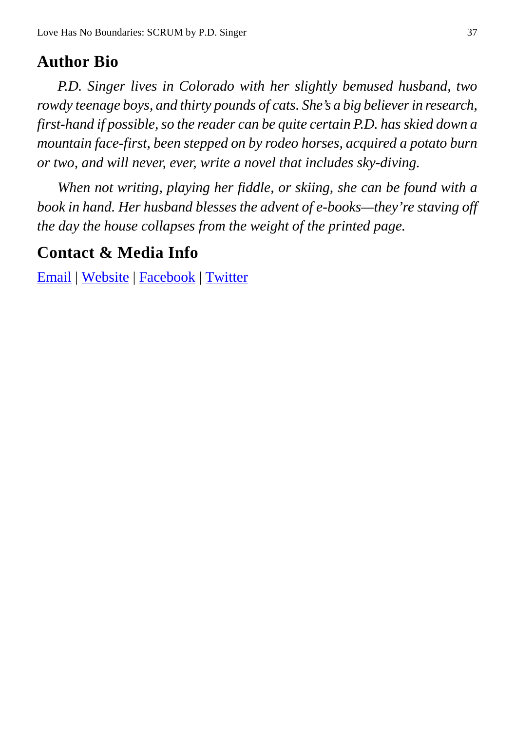## Author Bio

*P.D. Singer lives in Colorado with her slightly bemused husband, two rowdy teenage boys, and thirty pounds of cats. She's a big believer in research, first-hand if possible, so the reader can be quite certain P.D. has skied down a mountain face-first, been stepped on by rodeo horses, acquired a potato burn or two, and will never, ever, write a novel that includes sky-diving.*

*When not writing, playing her fiddle, or skiing, she can be found with a book in hand. Her husband blesses the advent of e-books—they're staving off the day the house collapses from the weight of the printed page.*

## Contact & Media Info

Email | Website | Facebook | Twitter